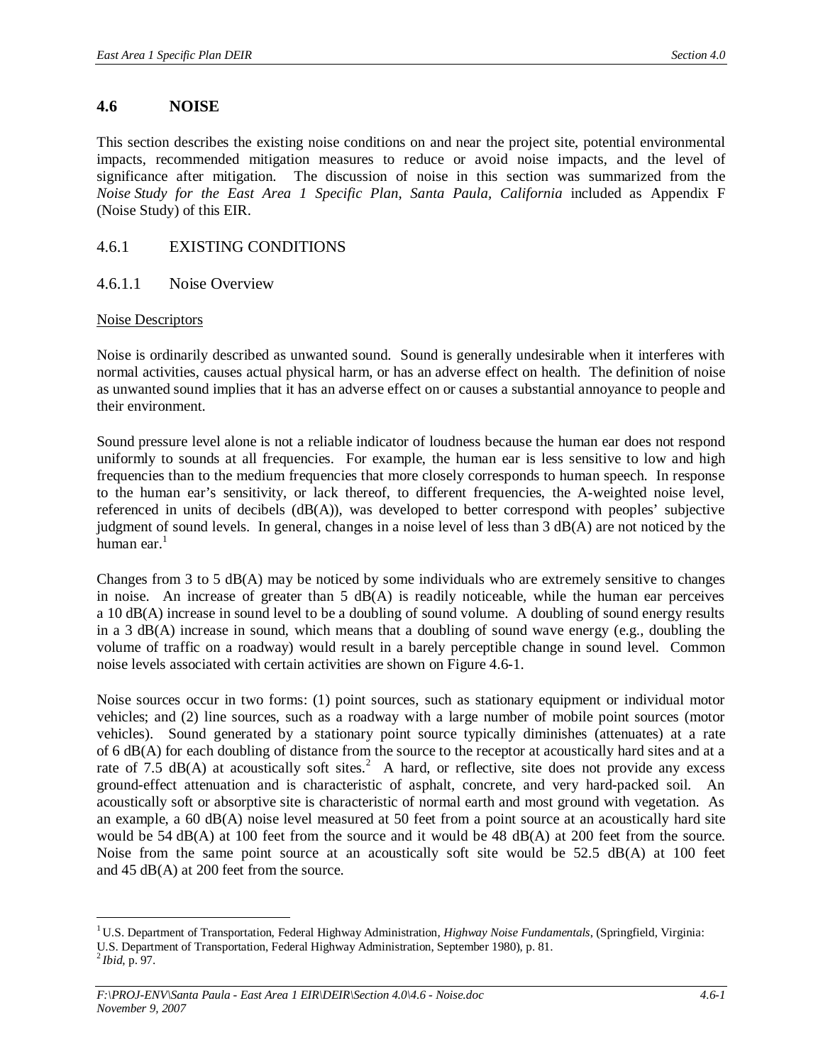## 4.6 NOISE

This section describes the existing noise conditions on and near the project site, potential environmental impacts, recommended mitigation measures to reduce or avoid noise impacts, and the level of significance after mitigation. The discussion of noise in this section was summarized from the *Noise Study for the East Area 1 Specific Plan, Santa Paula, California* included as Appendix F (Noise Study) of this EIR.

### 4.6.1 EXISTING CONDITIONS

#### 4.6.1.1 Noise Overview

Noise Descriptors

Noise is ordinarily described as unwanted sound. Sound is generally undesirable when it interferes with normal activities, causes actual physical harm, or has an adverse effect on health. The definition of noise as unwanted sound implies that it has an adverse effect on or causes a substantial annoyance to people and their environment.

Sound pressure level alone is not a reliable indicator of loudness because the human ear does not respond uniformly to sounds at all frequencies. For example, the human ear is less sensitive to low and high frequencies than to the medium frequencies that more closely corresponds to human speech. In response to the human ear's sensitivity, or lack thereof, to different frequencies, the A-weighted noise level, referenced in units of decibels (dB(A)), was developed to better correspond with peoples' subjective judgment of sound levels. In general, changes in a noise level of less than 3 dB(A) are not noticed by the human ear.[1]

Changes from 3 to 5 dB(A) may be noticed by some individuals who are extremely sensitive to changes in noise. An increase of greater than 5 dB(A) is readily noticeable, while the human ear perceives a 10 dB(A) increase in sound level to be a doubling of sound volume. A doubling of sound energy results in a 3 dB(A) increase in sound, which means that a doubling of sound wave energy (e.g., doubling the volume of traffic on a roadway) would result in a barely perceptible change in sound level. Common noise levels associated with certain activities are shown on Figure 4.6-1.

Noise sources occur in two forms: (1) point sources, such as stationary equipment or individual motor vehicles; and (2) line sources, such as a roadway with a large number of mobile point sources (motor vehicles). Sound generated by a stationary point source typically diminishes (attenuates) at a rate of 6 dB(A) for each doubling of distance from the source to the receptor at acoustically hard sites and at a rate of 7.5 dB(A) at acoustically soft sites.[2] A hard, or reflective, site does not provide any excess ground-effect attenuation and is characteristic of asphalt, concrete, and very hard-packed soil. An acoustically soft or absorptive site is characteristic of normal earth and most ground with vegetation. As an example, a 60 dB(A) noise level measured at 50 feet from a point source at an acoustically hard site would be 54 dB(A) at 100 feet from the source and it would be 48 dB(A) at 200 feet from the source. Noise from the same point source at an acoustically soft site would be 52.5 dB(A) at 100 feet and 45 dB(A) at 200 feet from the source.

---

[1] U.S. Department of Transportation, Federal Highway Administration, *Highway Noise Fundamentals*, (Springfield, Virginia: U.S. Department of Transportation, Federal Highway Administration, September 1980), p. 81.

[2] *Ibid*, p. 97.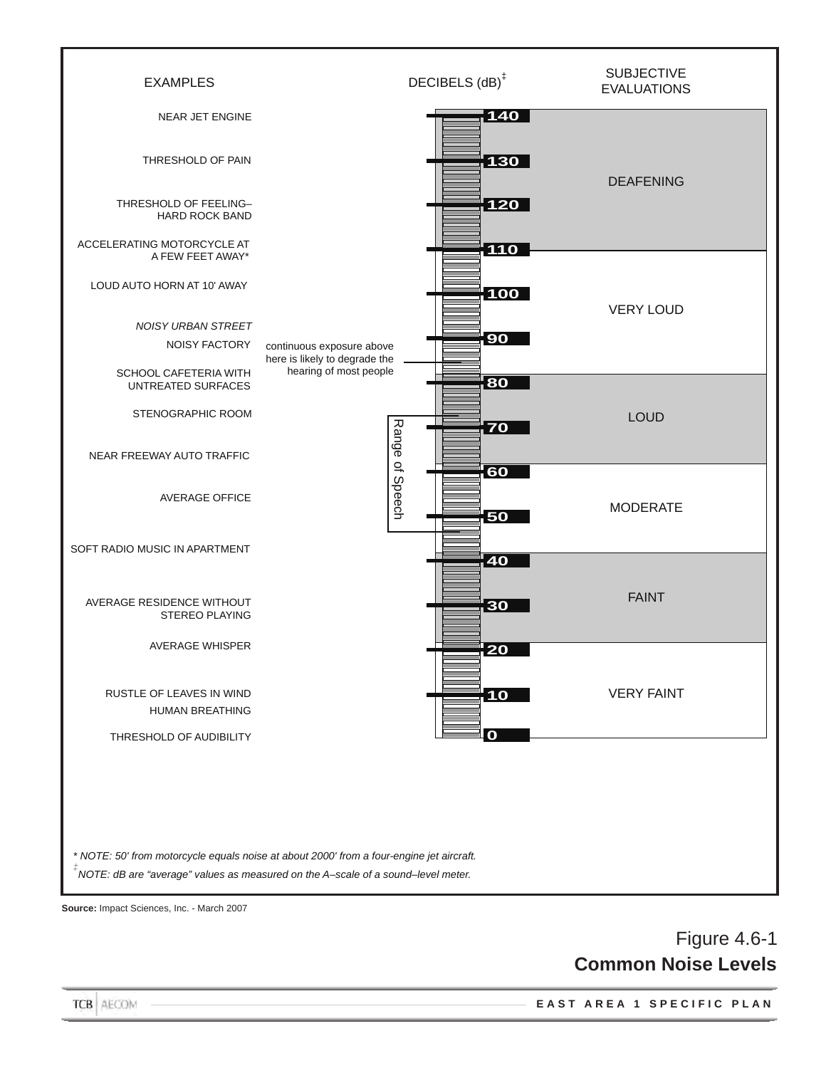| EXAMPLES | DECIBELS (dB)‡ | SUBJECTIVE EVALUATIONS |
|---|---|---|
| NEAR JET ENGINE | 140 | DEAFENING |
| THRESHOLD OF PAIN | 130 | |
| THRESHOLD OF FEELING–HARD ROCK BAND | 120 | |
| ACCELERATING MOTORCYCLE AT A FEW FEET AWAY* | 110 | |
| LOUD AUTO HORN AT 10' AWAY | 100 | VERY LOUD |
| *NOISY URBAN STREET* | | |
| NOISY FACTORY | 90 | |
| SCHOOL CAFETERIA WITH UNTREATED SURFACES | 80 | LOUD |
| STENOGRAPHIC ROOM | 70 | |
| NEAR FREEWAY AUTO TRAFFIC | 60 | MODERATE |
| AVERAGE OFFICE | 50 | |
| SOFT RADIO MUSIC IN APARTMENT | 40 | FAINT |
| AVERAGE RESIDENCE WITHOUT STEREO PLAYING | 30 | |
| AVERAGE WHISPER | 20 | VERY FAINT |
| RUSTLE OF LEAVES IN WIND | 10 | |
| HUMAN BREATHING | | |
| THRESHOLD OF AUDIBILITY | 0 | |

continuous exposure above here is likely to degrade the hearing of most people

Range of Speech

*\* NOTE: 50' from motorcycle equals noise at about 2000' from a four-engine jet aircraft.*

*‡ NOTE: dB are "average" values as measured on the A–scale of a sound–level meter.*

**Source:** Impact Sciences, Inc. - March 2007

Figure 4.6-1
**Common Noise Levels**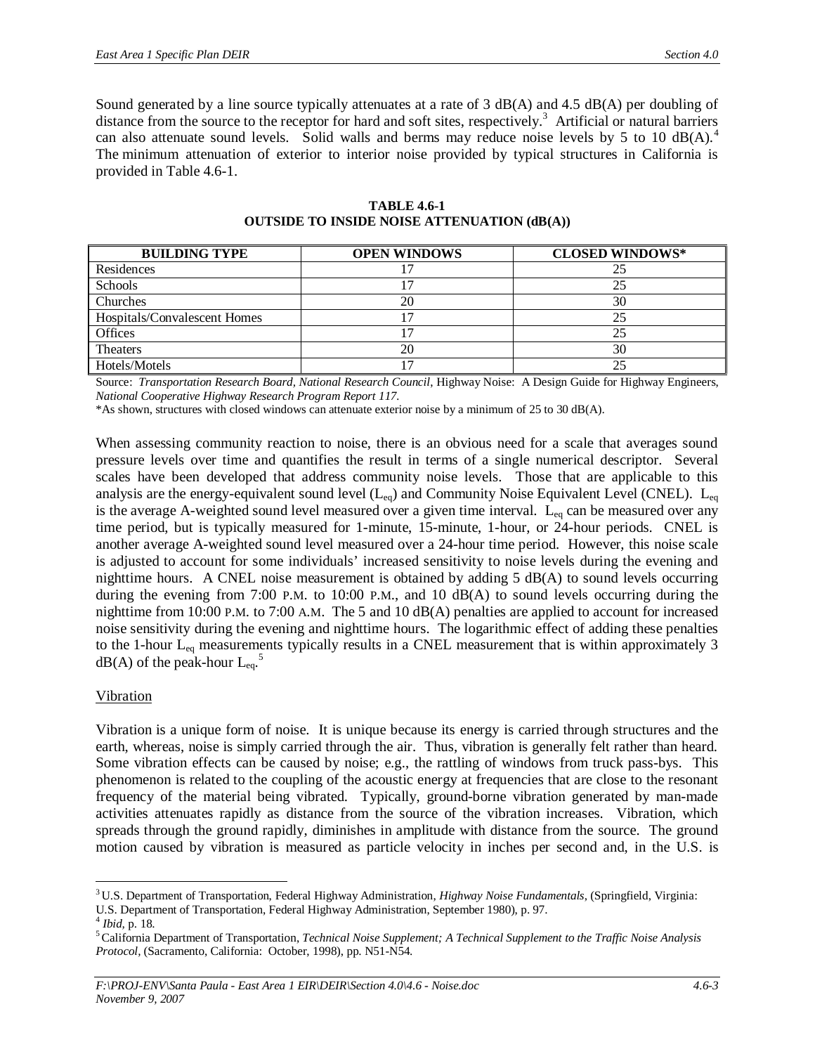Sound generated by a line source typically attenuates at a rate of 3 dB(A) and 4.5 dB(A) per doubling of distance from the source to the receptor for hard and soft sites, respectively.[3] Artificial or natural barriers can also attenuate sound levels. Solid walls and berms may reduce noise levels by 5 to 10 dB(A).[4] The minimum attenuation of exterior to interior noise provided by typical structures in California is provided in Table 4.6-1.

**TABLE 4.6-1**
**OUTSIDE TO INSIDE NOISE ATTENUATION (dB(A))**

| BUILDING TYPE | OPEN WINDOWS | CLOSED WINDOWS* |
|---|---|---|
| Residences | 17 | 25 |
| Schools | 17 | 25 |
| Churches | 20 | 30 |
| Hospitals/Convalescent Homes | 17 | 25 |
| Offices | 17 | 25 |
| Theaters | 20 | 30 |
| Hotels/Motels | 17 | 25 |

Source: *Transportation Research Board, National Research Council*, Highway Noise: A Design Guide for Highway Engineers, *National Cooperative Highway Research Program Report 117.*
*As shown, structures with closed windows can attenuate exterior noise by a minimum of 25 to 30 dB(A).

When assessing community reaction to noise, there is an obvious need for a scale that averages sound pressure levels over time and quantifies the result in terms of a single numerical descriptor. Several scales have been developed that address community noise levels. Those that are applicable to this analysis are the energy-equivalent sound level ($L_{eq}$) and Community Noise Equivalent Level (CNEL). $L_{eq}$ is the average A-weighted sound level measured over a given time interval. $L_{eq}$ can be measured over any time period, but is typically measured for 1-minute, 15-minute, 1-hour, or 24-hour periods. CNEL is another average A-weighted sound level measured over a 24-hour time period. However, this noise scale is adjusted to account for some individuals' increased sensitivity to noise levels during the evening and nighttime hours. A CNEL noise measurement is obtained by adding 5 dB(A) to sound levels occurring during the evening from 7:00 P.M. to 10:00 P.M., and 10 dB(A) to sound levels occurring during the nighttime from 10:00 P.M. to 7:00 A.M. The 5 and 10 dB(A) penalties are applied to account for increased noise sensitivity during the evening and nighttime hours. The logarithmic effect of adding these penalties to the 1-hour $L_{eq}$ measurements typically results in a CNEL measurement that is within approximately 3 dB(A) of the peak-hour $L_{eq}$.[5]

Vibration

Vibration is a unique form of noise. It is unique because its energy is carried through structures and the earth, whereas, noise is simply carried through the air. Thus, vibration is generally felt rather than heard. Some vibration effects can be caused by noise; e.g., the rattling of windows from truck pass-bys. This phenomenon is related to the coupling of the acoustic energy at frequencies that are close to the resonant frequency of the material being vibrated. Typically, ground-borne vibration generated by man-made activities attenuates rapidly as distance from the source of the vibration increases. Vibration, which spreads through the ground rapidly, diminishes in amplitude with distance from the source. The ground motion caused by vibration is measured as particle velocity in inches per second and, in the U.S. is

---

[3] U.S. Department of Transportation, Federal Highway Administration, *Highway Noise Fundamentals*, (Springfield, Virginia: U.S. Department of Transportation, Federal Highway Administration, September 1980), p. 97.

[4] *Ibid,* p. 18.

[5] California Department of Transportation, *Technical Noise Supplement; A Technical Supplement to the Traffic Noise Analysis Protocol,* (Sacramento, California: October, 1998), pp. N51-N54.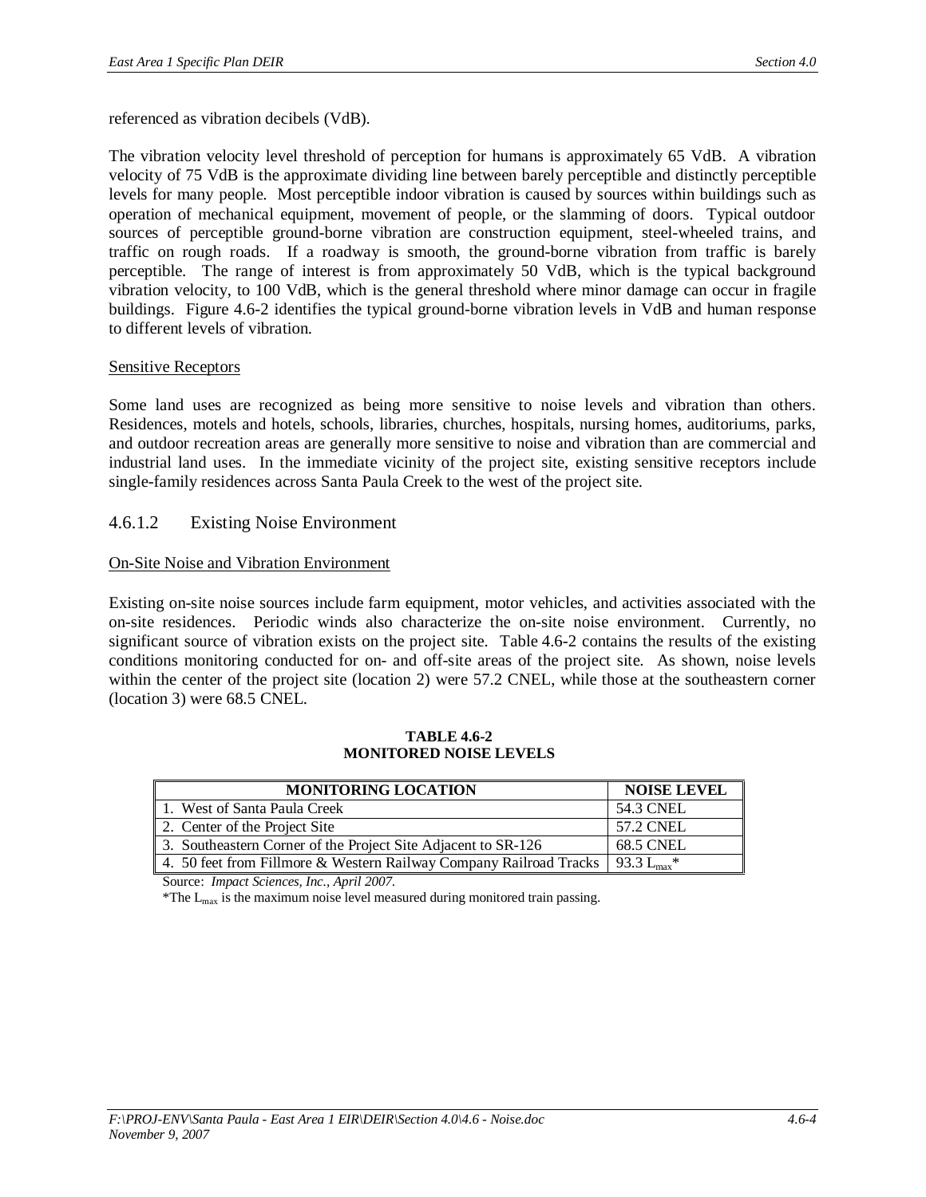referenced as vibration decibels (VdB).

The vibration velocity level threshold of perception for humans is approximately 65 VdB. A vibration velocity of 75 VdB is the approximate dividing line between barely perceptible and distinctly perceptible levels for many people. Most perceptible indoor vibration is caused by sources within buildings such as operation of mechanical equipment, movement of people, or the slamming of doors. Typical outdoor sources of perceptible ground-borne vibration are construction equipment, steel-wheeled trains, and traffic on rough roads. If a roadway is smooth, the ground-borne vibration from traffic is barely perceptible. The range of interest is from approximately 50 VdB, which is the typical background vibration velocity, to 100 VdB, which is the general threshold where minor damage can occur in fragile buildings. Figure 4.6-2 identifies the typical ground-borne vibration levels in VdB and human response to different levels of vibration.

Sensitive Receptors

Some land uses are recognized as being more sensitive to noise levels and vibration than others. Residences, motels and hotels, schools, libraries, churches, hospitals, nursing homes, auditoriums, parks, and outdoor recreation areas are generally more sensitive to noise and vibration than are commercial and industrial land uses. In the immediate vicinity of the project site, existing sensitive receptors include single-family residences across Santa Paula Creek to the west of the project site.

### 4.6.1.2 Existing Noise Environment

On-Site Noise and Vibration Environment

Existing on-site noise sources include farm equipment, motor vehicles, and activities associated with the on-site residences. Periodic winds also characterize the on-site noise environment. Currently, no significant source of vibration exists on the project site. Table 4.6-2 contains the results of the existing conditions monitoring conducted for on- and off-site areas of the project site. As shown, noise levels within the center of the project site (location 2) were 57.2 CNEL, while those at the southeastern corner (location 3) were 68.5 CNEL.

**TABLE 4.6-2**
**MONITORED NOISE LEVELS**

| MONITORING LOCATION | NOISE LEVEL |
|---|---|
| 1. West of Santa Paula Creek | 54.3 CNEL |
| 2. Center of the Project Site | 57.2 CNEL |
| 3. Southeastern Corner of the Project Site Adjacent to SR-126 | 68.5 CNEL |
| 4. 50 feet from Fillmore & Western Railway Company Railroad Tracks | 93.3 $L_{max}$* |

Source: *Impact Sciences, Inc., April 2007.*

*The $L_{max}$ is the maximum noise level measured during monitored train passing.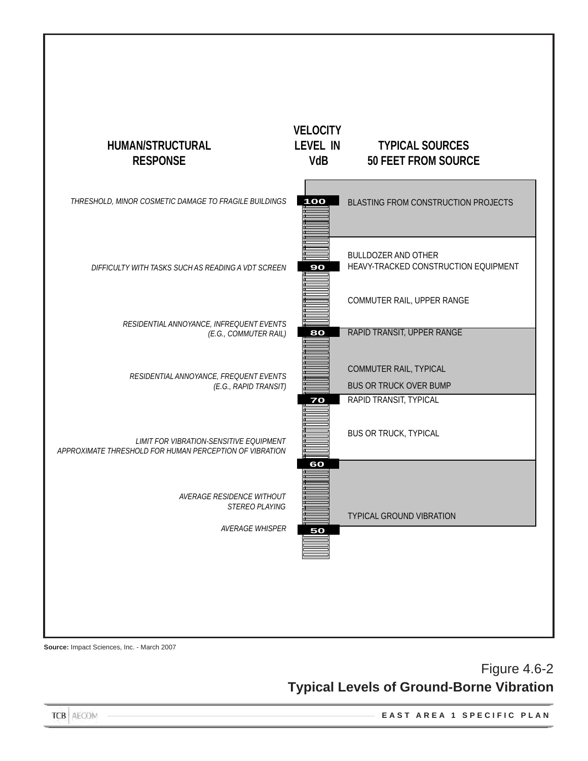| HUMAN/STRUCTURAL RESPONSE | VELOCITY LEVEL IN VdB | TYPICAL SOURCES 50 FEET FROM SOURCE |
|---|---|---|
| *THRESHOLD, MINOR COSMETIC DAMAGE TO FRAGILE BUILDINGS* | 100 | BLASTING FROM CONSTRUCTION PROJECTS |
| *DIFFICULTY WITH TASKS SUCH AS READING A VDT SCREEN* | 90 | BULLDOZER AND OTHER HEAVY-TRACKED CONSTRUCTION EQUIPMENT |
| | | COMMUTER RAIL, UPPER RANGE |
| *RESIDENTIAL ANNOYANCE, INFREQUENT EVENTS (E.G., COMMUTER RAIL)* | 80 | RAPID TRANSIT, UPPER RANGE |
| *RESIDENTIAL ANNOYANCE, FREQUENT EVENTS (E.G., RAPID TRANSIT)* | | COMMUTER RAIL, TYPICAL |
| | | BUS OR TRUCK OVER BUMP |
| | 70 | RAPID TRANSIT, TYPICAL |
| *LIMIT FOR VIBRATION-SENSITIVE EQUIPMENT APPROXIMATE THRESHOLD FOR HUMAN PERCEPTION OF VIBRATION* | | BUS OR TRUCK, TYPICAL |
| | 60 | |
| *AVERAGE RESIDENCE WITHOUT STEREO PLAYING* | | TYPICAL GROUND VIBRATION |
| *AVERAGE WHISPER* | 50 | |

**Source:** Impact Sciences, Inc. - March 2007

Figure 4.6-2

**Typical Levels of Ground-Borne Vibration**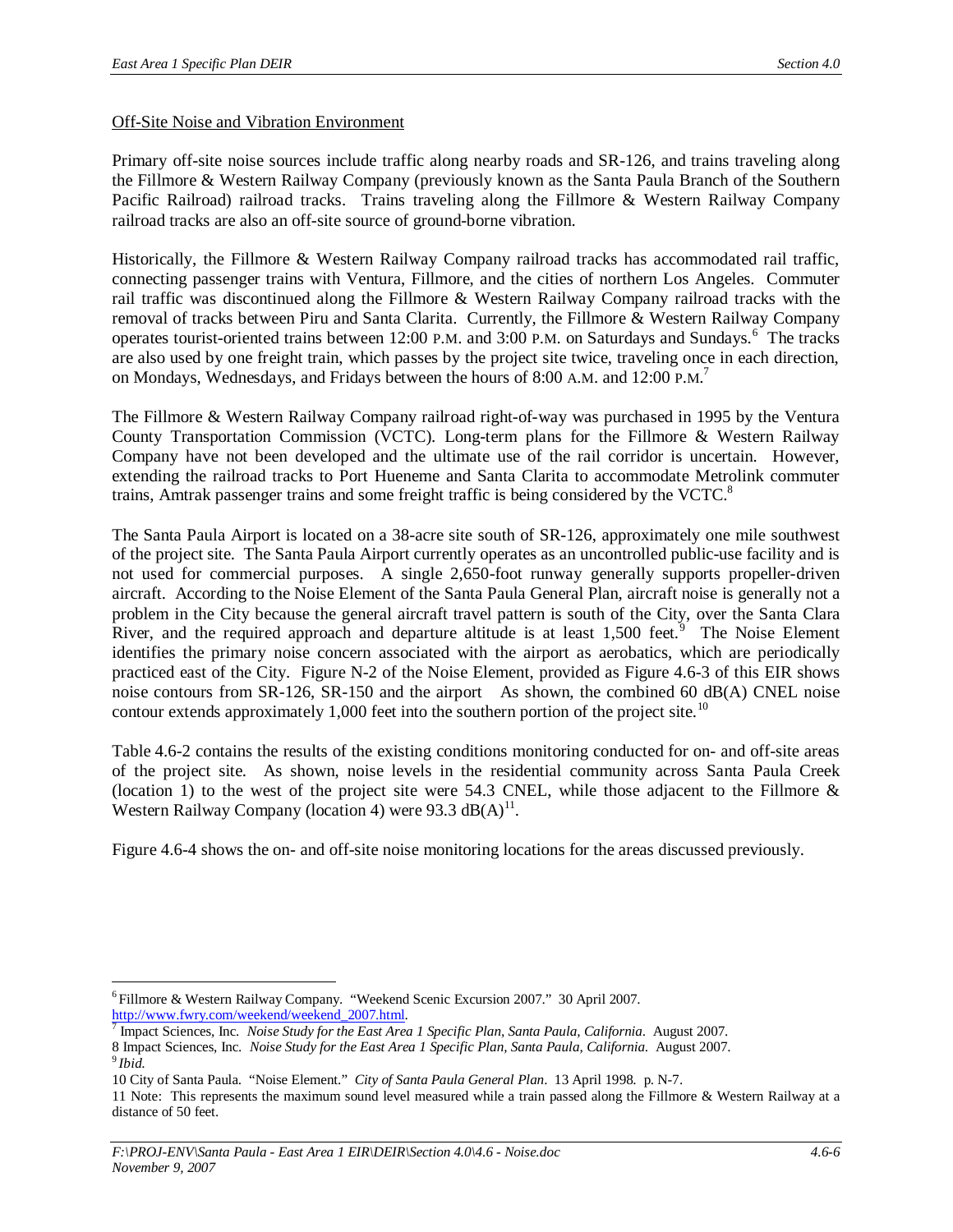Off-Site Noise and Vibration Environment

Primary off-site noise sources include traffic along nearby roads and SR-126, and trains traveling along the Fillmore & Western Railway Company (previously known as the Santa Paula Branch of the Southern Pacific Railroad) railroad tracks. Trains traveling along the Fillmore & Western Railway Company railroad tracks are also an off-site source of ground-borne vibration.

Historically, the Fillmore & Western Railway Company railroad tracks has accommodated rail traffic, connecting passenger trains with Ventura, Fillmore, and the cities of northern Los Angeles. Commuter rail traffic was discontinued along the Fillmore & Western Railway Company railroad tracks with the removal of tracks between Piru and Santa Clarita. Currently, the Fillmore & Western Railway Company operates tourist-oriented trains between 12:00 P.M. and 3:00 P.M. on Saturdays and Sundays.[6] The tracks are also used by one freight train, which passes by the project site twice, traveling once in each direction, on Mondays, Wednesdays, and Fridays between the hours of 8:00 A.M. and 12:00 P.M.[7]

The Fillmore & Western Railway Company railroad right-of-way was purchased in 1995 by the Ventura County Transportation Commission (VCTC). Long-term plans for the Fillmore & Western Railway Company have not been developed and the ultimate use of the rail corridor is uncertain. However, extending the railroad tracks to Port Hueneme and Santa Clarita to accommodate Metrolink commuter trains, Amtrak passenger trains and some freight traffic is being considered by the VCTC.[8]

The Santa Paula Airport is located on a 38-acre site south of SR-126, approximately one mile southwest of the project site. The Santa Paula Airport currently operates as an uncontrolled public-use facility and is not used for commercial purposes. A single 2,650-foot runway generally supports propeller-driven aircraft. According to the Noise Element of the Santa Paula General Plan, aircraft noise is generally not a problem in the City because the general aircraft travel pattern is south of the City, over the Santa Clara River, and the required approach and departure altitude is at least 1,500 feet.[9] The Noise Element identifies the primary noise concern associated with the airport as aerobatics, which are periodically practiced east of the City. Figure N-2 of the Noise Element, provided as Figure 4.6-3 of this EIR shows noise contours from SR-126, SR-150 and the airport As shown, the combined 60 dB(A) CNEL noise contour extends approximately 1,000 feet into the southern portion of the project site.[10]

Table 4.6-2 contains the results of the existing conditions monitoring conducted for on- and off-site areas of the project site. As shown, noise levels in the residential community across Santa Paula Creek (location 1) to the west of the project site were 54.3 CNEL, while those adjacent to the Fillmore & Western Railway Company (location 4) were 93.3 dB(A)[11].

Figure 4.6-4 shows the on- and off-site noise monitoring locations for the areas discussed previously.

---

[6] Fillmore & Western Railway Company. "Weekend Scenic Excursion 2007." 30 April 2007. http://www.fwry.com/weekend/weekend_2007.html.

[7] Impact Sciences, Inc. *Noise Study for the East Area 1 Specific Plan, Santa Paula, California*. August 2007.

[8] Impact Sciences, Inc. *Noise Study for the East Area 1 Specific Plan, Santa Paula, California*. August 2007.

[9] *Ibid.*

[10] City of Santa Paula. "Noise Element." *City of Santa Paula General Plan*. 13 April 1998. p. N-7.

[11] Note: This represents the maximum sound level measured while a train passed along the Fillmore & Western Railway at a distance of 50 feet.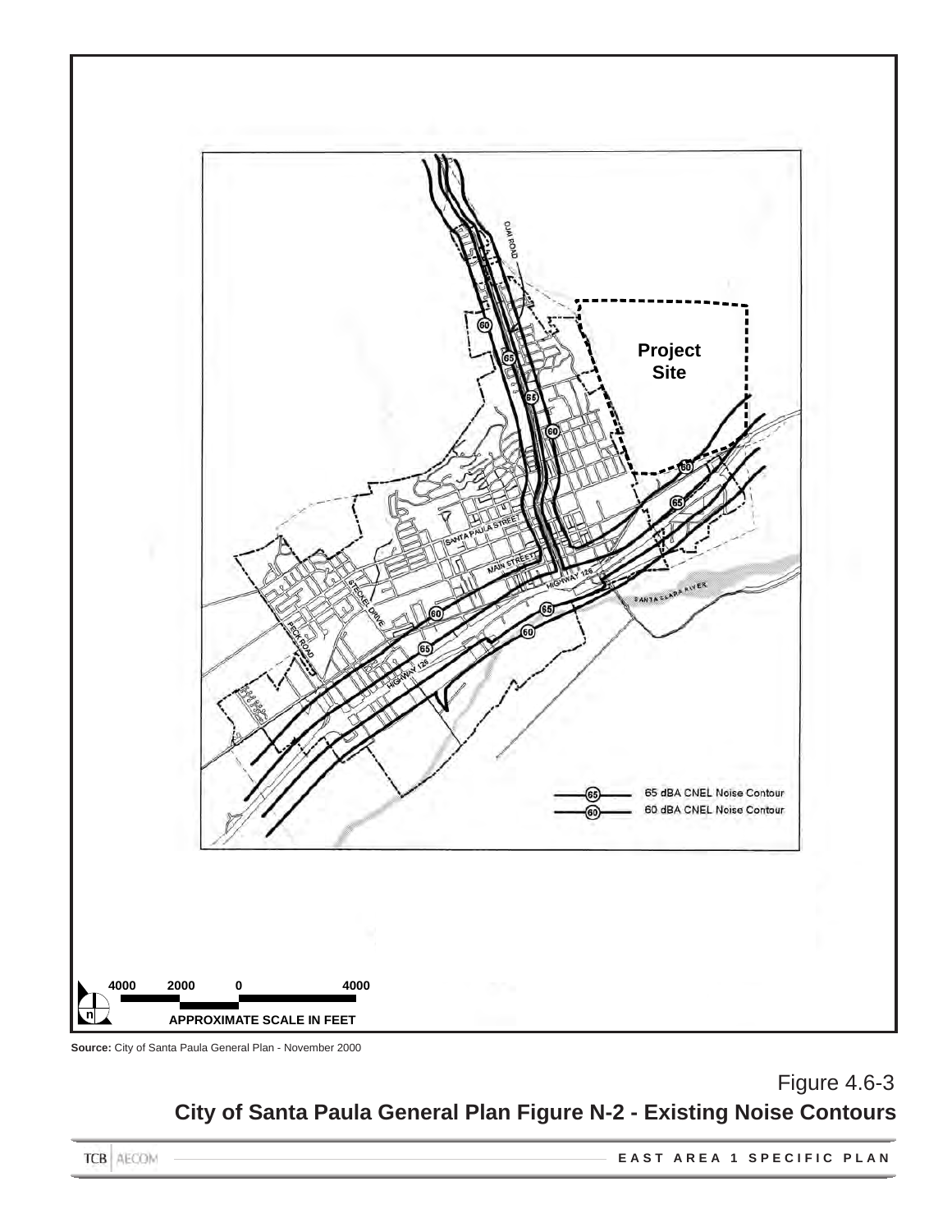Source: City of Santa Paula General Plan - November 2000

Figure 4.6-3

**City of Santa Paula General Plan Figure N-2 - Existing Noise Contours**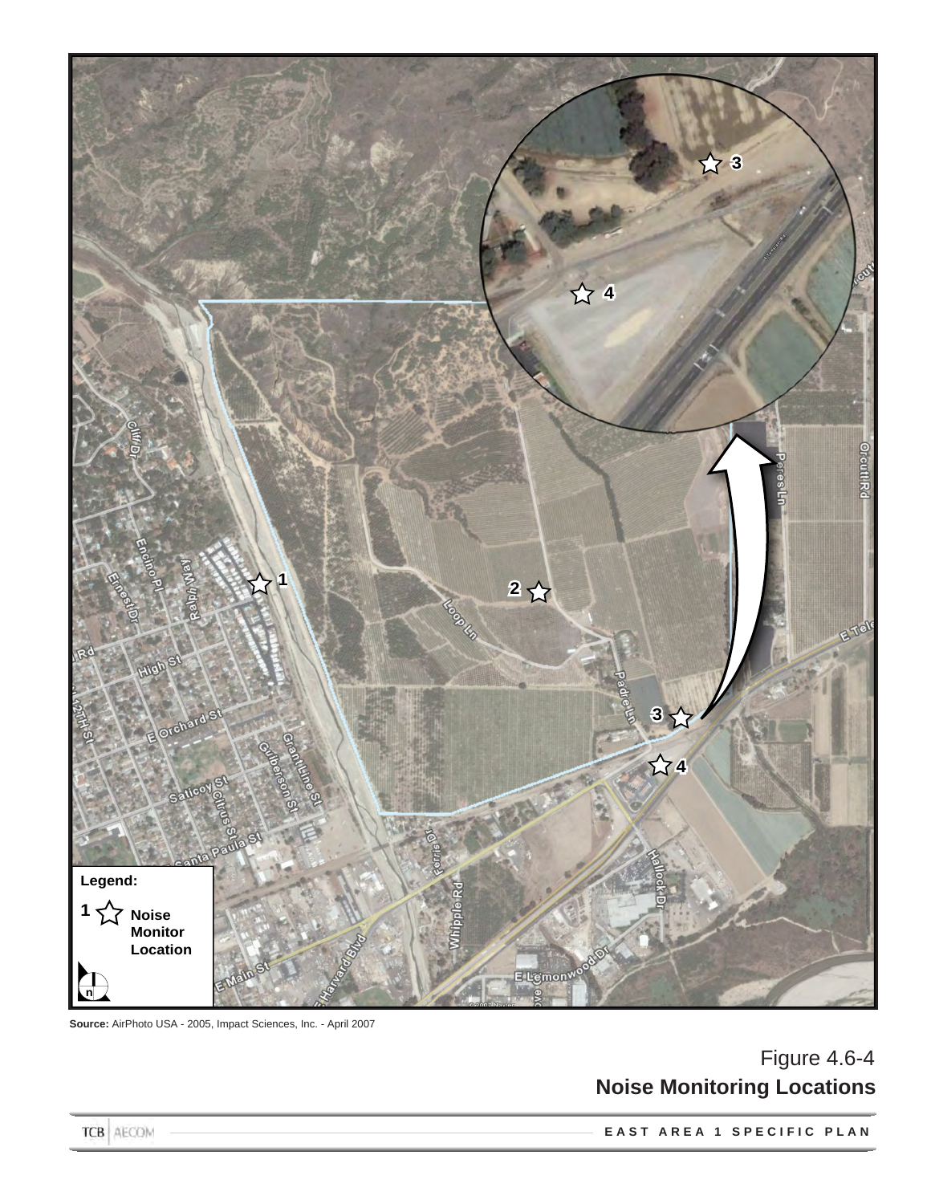**Source:** AirPhoto USA - 2005, Impact Sciences, Inc. - April 2007

Figure 4.6-4
**Noise Monitoring Locations**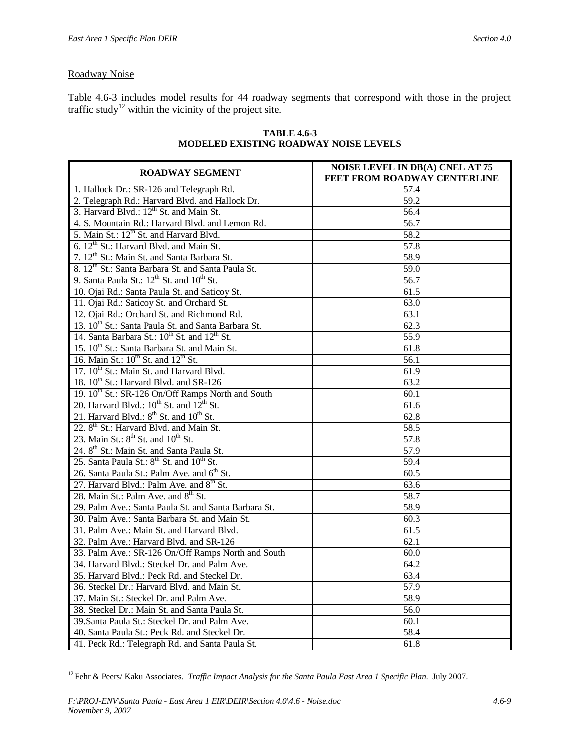Roadway Noise

Table 4.6-3 includes model results for 44 roadway segments that correspond with those in the project traffic study[12] within the vicinity of the project site.

**TABLE 4.6-3**
**MODELED EXISTING ROADWAY NOISE LEVELS**

| ROADWAY SEGMENT | NOISE LEVEL IN DB(A) CNEL AT 75 FEET FROM ROADWAY CENTERLINE |
|---|---|
| 1. Hallock Dr.: SR-126 and Telegraph Rd. | 57.4 |
| 2. Telegraph Rd.: Harvard Blvd. and Hallock Dr. | 59.2 |
| 3. Harvard Blvd.: 12th St. and Main St. | 56.4 |
| 4. S. Mountain Rd.: Harvard Blvd. and Lemon Rd. | 56.7 |
| 5. Main St.: 12th St. and Harvard Blvd. | 58.2 |
| 6. 12th St.: Harvard Blvd. and Main St. | 57.8 |
| 7. 12th St.: Main St. and Santa Barbara St. | 58.9 |
| 8. 12th St.: Santa Barbara St. and Santa Paula St. | 59.0 |
| 9. Santa Paula St.: 12th St. and 10th St. | 56.7 |
| 10. Ojai Rd.: Santa Paula St. and Saticoy St. | 61.5 |
| 11. Ojai Rd.: Saticoy St. and Orchard St. | 63.0 |
| 12. Ojai Rd.: Orchard St. and Richmond Rd. | 63.1 |
| 13. 10th St.: Santa Paula St. and Santa Barbara St. | 62.3 |
| 14. Santa Barbara St.: 10th St. and 12th St. | 55.9 |
| 15. 10th St.: Santa Barbara St. and Main St. | 61.8 |
| 16. Main St.: 10th St. and 12th St. | 56.1 |
| 17. 10th St.: Main St. and Harvard Blvd. | 61.9 |
| 18. 10th St.: Harvard Blvd. and SR-126 | 63.2 |
| 19. 10th St.: SR-126 On/Off Ramps North and South | 60.1 |
| 20. Harvard Blvd.: 10th St. and 12th St. | 61.6 |
| 21. Harvard Blvd.: 8th St. and 10th St. | 62.8 |
| 22. 8th St.: Harvard Blvd. and Main St. | 58.5 |
| 23. Main St.: 8th St. and 10th St. | 57.8 |
| 24. 8th St.: Main St. and Santa Paula St. | 57.9 |
| 25. Santa Paula St.: 8th St. and 10th St. | 59.4 |
| 26. Santa Paula St.: Palm Ave. and 6th St. | 60.5 |
| 27. Harvard Blvd.: Palm Ave. and 8th St. | 63.6 |
| 28. Main St.: Palm Ave. and 8th St. | 58.7 |
| 29. Palm Ave.: Santa Paula St. and Santa Barbara St. | 58.9 |
| 30. Palm Ave.: Santa Barbara St. and Main St. | 60.3 |
| 31. Palm Ave.: Main St. and Harvard Blvd. | 61.5 |
| 32. Palm Ave.: Harvard Blvd. and SR-126 | 62.1 |
| 33. Palm Ave.: SR-126 On/Off Ramps North and South | 60.0 |
| 34. Harvard Blvd.: Steckel Dr. and Palm Ave. | 64.2 |
| 35. Harvard Blvd.: Peck Rd. and Steckel Dr. | 63.4 |
| 36. Steckel Dr.: Harvard Blvd. and Main St. | 57.9 |
| 37. Main St.: Steckel Dr. and Palm Ave. | 58.9 |
| 38. Steckel Dr.: Main St. and Santa Paula St. | 56.0 |
| 39.Santa Paula St.: Steckel Dr. and Palm Ave. | 60.1 |
| 40. Santa Paula St.: Peck Rd. and Steckel Dr. | 58.4 |
| 41. Peck Rd.: Telegraph Rd. and Santa Paula St. | 61.8 |

[12] Fehr & Peers/ Kaku Associates. *Traffic Impact Analysis for the Santa Paula East Area 1 Specific Plan.* July 2007.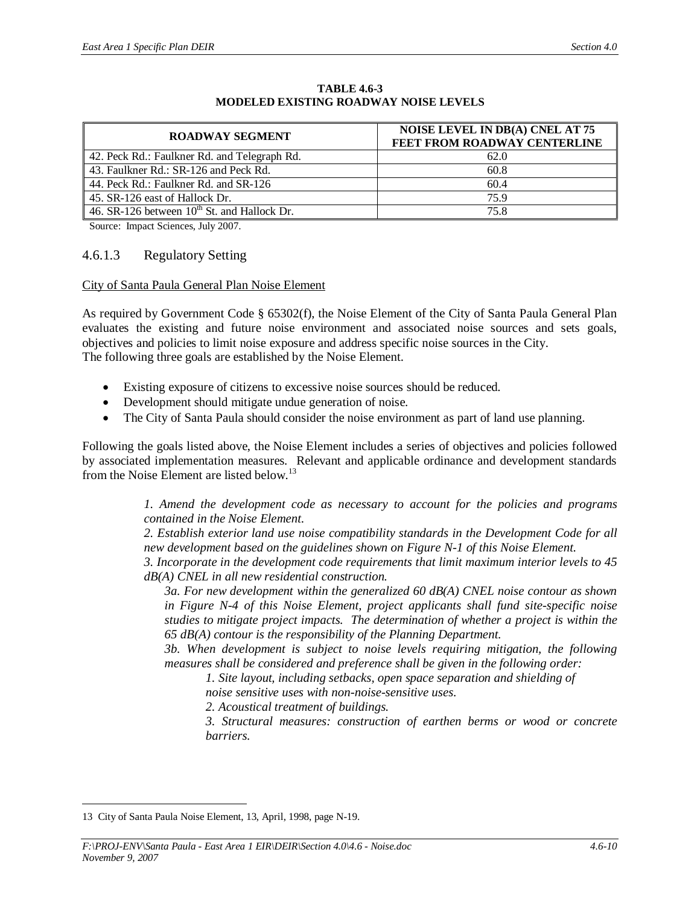**TABLE 4.6-3**
**MODELED EXISTING ROADWAY NOISE LEVELS**

| ROADWAY SEGMENT | NOISE LEVEL IN DB(A) CNEL AT 75 FEET FROM ROADWAY CENTERLINE |
|---|---|
| 42. Peck Rd.: Faulkner Rd. and Telegraph Rd. | 62.0 |
| 43. Faulkner Rd.: SR-126 and Peck Rd. | 60.8 |
| 44. Peck Rd.: Faulkner Rd. and SR-126 | 60.4 |
| 45. SR-126 east of Hallock Dr. | 75.9 |
| 46. SR-126 between 10th St. and Hallock Dr. | 75.8 |

Source: Impact Sciences, July 2007.

### 4.6.1.3 Regulatory Setting

City of Santa Paula General Plan Noise Element

As required by Government Code § 65302(f), the Noise Element of the City of Santa Paula General Plan evaluates the existing and future noise environment and associated noise sources and sets goals, objectives and policies to limit noise exposure and address specific noise sources in the City. The following three goals are established by the Noise Element.

- Existing exposure of citizens to excessive noise sources should be reduced.
- Development should mitigate undue generation of noise.
- The City of Santa Paula should consider the noise environment as part of land use planning.

Following the goals listed above, the Noise Element includes a series of objectives and policies followed by associated implementation measures. Relevant and applicable ordinance and development standards from the Noise Element are listed below.[13]

> *1. Amend the development code as necessary to account for the policies and programs contained in the Noise Element.*
>
> *2. Establish exterior land use noise compatibility standards in the Development Code for all new development based on the guidelines shown on Figure N-1 of this Noise Element.*
>
> *3. Incorporate in the development code requirements that limit maximum interior levels to 45 dB(A) CNEL in all new residential construction.*
>
> *3a. For new development within the generalized 60 dB(A) CNEL noise contour as shown in Figure N-4 of this Noise Element, project applicants shall fund site-specific noise studies to mitigate project impacts. The determination of whether a project is within the 65 dB(A) contour is the responsibility of the Planning Department.*
>
> *3b. When development is subject to noise levels requiring mitigation, the following measures shall be considered and preference shall be given in the following order:*
>
> *1. Site layout, including setbacks, open space separation and shielding of noise sensitive uses with non-noise-sensitive uses.*
>
> *2. Acoustical treatment of buildings.*
>
> *3. Structural measures: construction of earthen berms or wood or concrete barriers.*

13 City of Santa Paula Noise Element, 13, April, 1998, page N-19.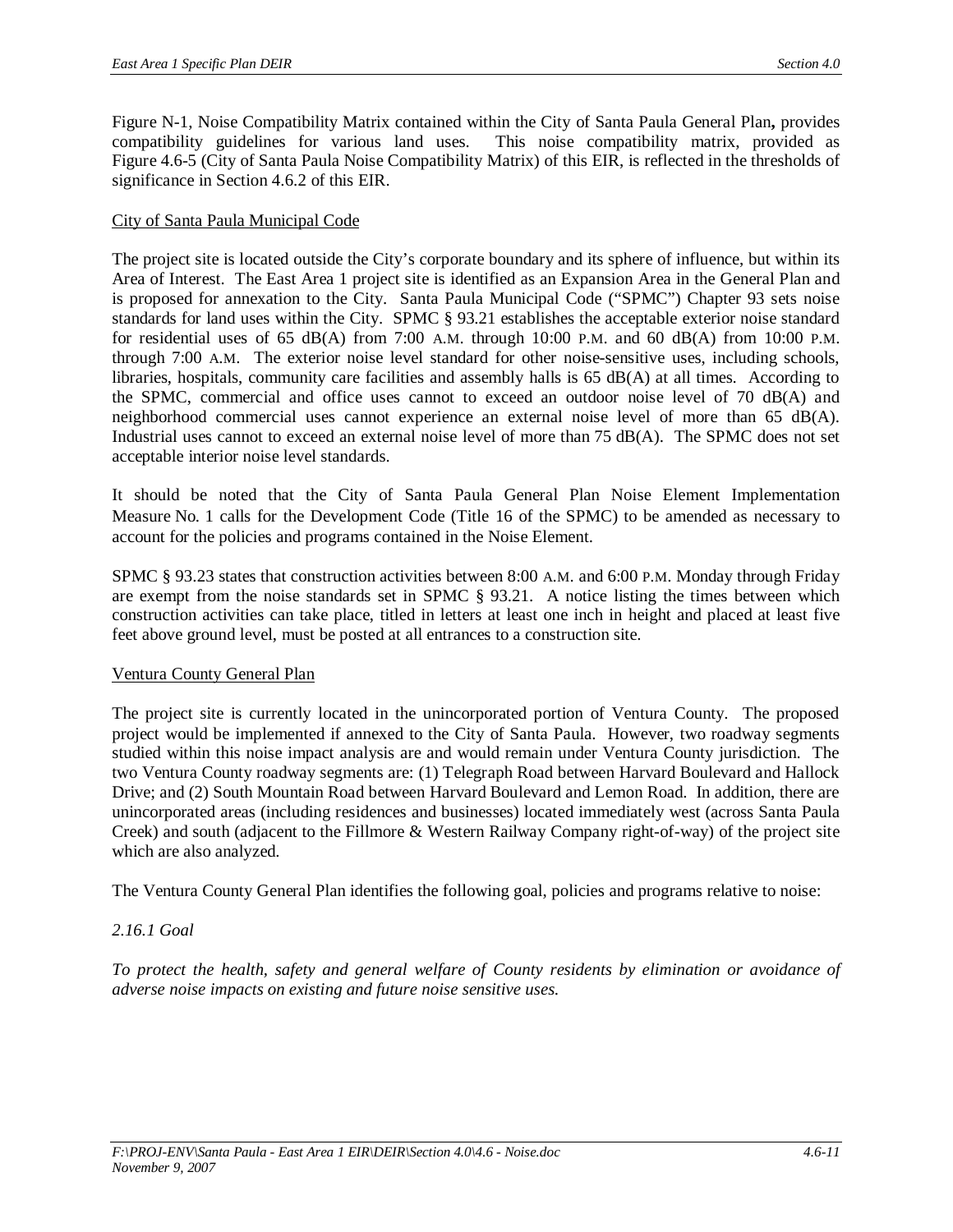Figure N-1, Noise Compatibility Matrix contained within the City of Santa Paula General Plan**,** provides compatibility guidelines for various land uses. This noise compatibility matrix, provided as Figure 4.6-5 (City of Santa Paula Noise Compatibility Matrix) of this EIR, is reflected in the thresholds of significance in Section 4.6.2 of this EIR.

<u>City of Santa Paula Municipal Code</u>

The project site is located outside the City's corporate boundary and its sphere of influence, but within its Area of Interest. The East Area 1 project site is identified as an Expansion Area in the General Plan and is proposed for annexation to the City. Santa Paula Municipal Code ("SPMC") Chapter 93 sets noise standards for land uses within the City. SPMC § 93.21 establishes the acceptable exterior noise standard for residential uses of 65 dB(A) from 7:00 A.M. through 10:00 P.M. and 60 dB(A) from 10:00 P.M. through 7:00 A.M. The exterior noise level standard for other noise-sensitive uses, including schools, libraries, hospitals, community care facilities and assembly halls is 65 dB(A) at all times. According to the SPMC, commercial and office uses cannot to exceed an outdoor noise level of 70 dB(A) and neighborhood commercial uses cannot experience an external noise level of more than 65 dB(A). Industrial uses cannot to exceed an external noise level of more than 75 dB(A). The SPMC does not set acceptable interior noise level standards.

It should be noted that the City of Santa Paula General Plan Noise Element Implementation Measure No. 1 calls for the Development Code (Title 16 of the SPMC) to be amended as necessary to account for the policies and programs contained in the Noise Element.

SPMC § 93.23 states that construction activities between 8:00 A.M. and 6:00 P.M. Monday through Friday are exempt from the noise standards set in SPMC § 93.21. A notice listing the times between which construction activities can take place, titled in letters at least one inch in height and placed at least five feet above ground level, must be posted at all entrances to a construction site.

<u>Ventura County General Plan</u>

The project site is currently located in the unincorporated portion of Ventura County. The proposed project would be implemented if annexed to the City of Santa Paula. However, two roadway segments studied within this noise impact analysis are and would remain under Ventura County jurisdiction. The two Ventura County roadway segments are: (1) Telegraph Road between Harvard Boulevard and Hallock Drive; and (2) South Mountain Road between Harvard Boulevard and Lemon Road. In addition, there are unincorporated areas (including residences and businesses) located immediately west (across Santa Paula Creek) and south (adjacent to the Fillmore & Western Railway Company right-of-way) of the project site which are also analyzed.

The Ventura County General Plan identifies the following goal, policies and programs relative to noise:

*2.16.1 Goal*

*To protect the health, safety and general welfare of County residents by elimination or avoidance of adverse noise impacts on existing and future noise sensitive uses.*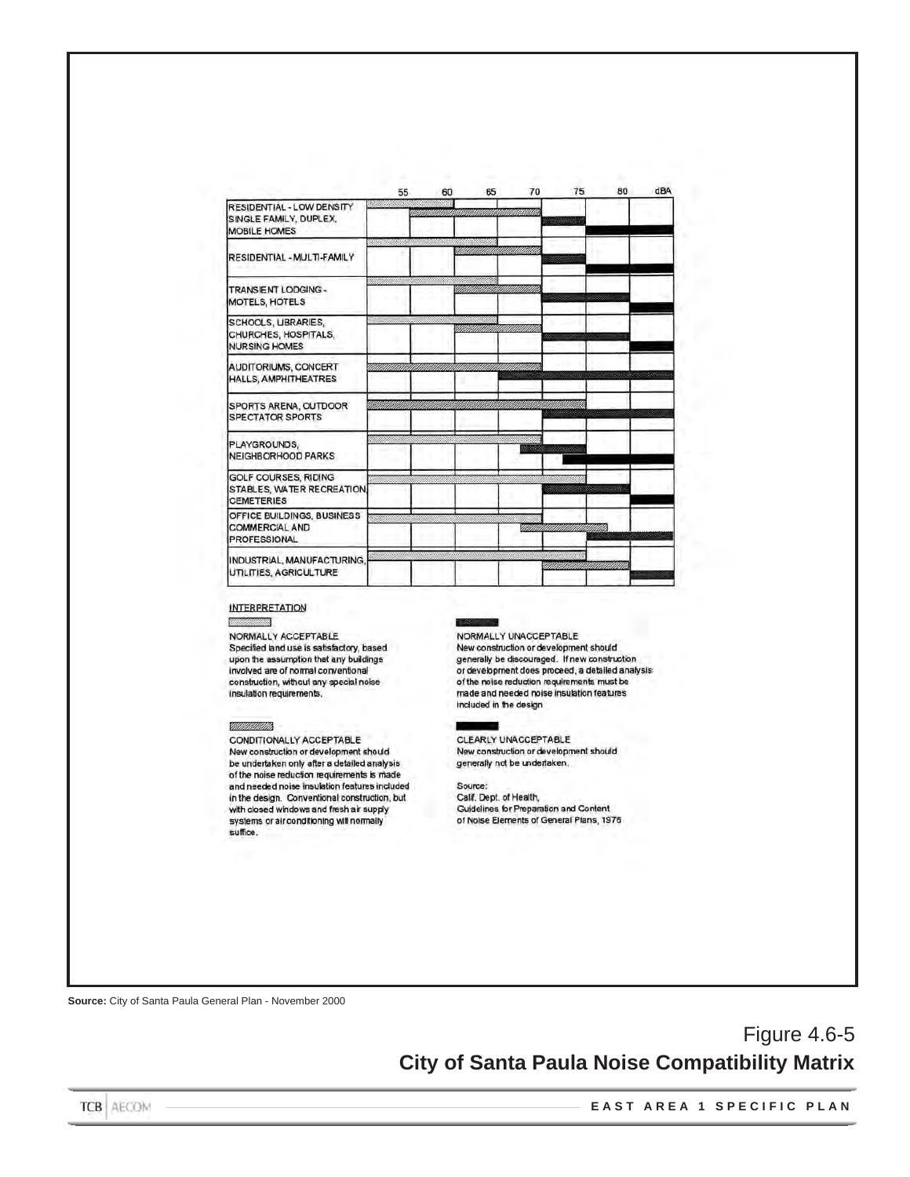| | 55 | 60 | 65 | 70 | 75 | 80 | dBA |
|---|---|---|---|---|---|---|---|
| RESIDENTIAL - LOW DENSITY SINGLE FAMILY, DUPLEX, MOBILE HOMES | | | | | | | |
| RESIDENTIAL - MULTI-FAMILY | | | | | | | |
| TRANSIENT LODGING - MOTELS, HOTELS | | | | | | | |
| SCHOOLS, LIBRARIES, CHURCHES, HOSPITALS, NURSING HOMES | | | | | | | |
| AUDITORIUMS, CONCERT HALLS, AMPHITHEATRES | | | | | | | |
| SPORTS ARENA, OUTDOOR SPECTATOR SPORTS | | | | | | | |
| PLAYGROUNDS, NEIGHBORHOOD PARKS | | | | | | | |
| GOLF COURSES, RIDING STABLES, WATER RECREATION, CEMETERIES | | | | | | | |
| OFFICE BUILDINGS, BUSINESS COMMERCIAL AND PROFESSIONAL | | | | | | | |
| INDUSTRIAL, MANUFACTURING, UTILITIES, AGRICULTURE | | | | | | | |

INTERPRETATION

NORMALLY ACCEPTABLE
Specified land use is satisfactory, based upon the assumption that any buildings involved are of normal conventional construction, without any special noise insulation requirements.

CONDITIONALLY ACCEPTABLE
New construction or development should be undertaken only after a detailed analysis of the noise reduction requirements is made and needed noise insulation features included in the design. Conventional construction, but with closed windows and fresh air supply systems or air conditioning will normally suffice.

NORMALLY UNACCEPTABLE
New construction or development should generally be discouraged. If new construction or development does proceed, a detailed analysis of the noise reduction requirements must be made and needed noise insulation features included in the design

CLEARLY UNACCEPTABLE
New construction or development should generally not be undertaken.

Source:
Calif. Dept. of Health,
Guidelines for Preparation and Content of Noise Elements of General Plans, 1976

**Source:** City of Santa Paula General Plan - November 2000

Figure 4.6-5
**City of Santa Paula Noise Compatibility Matrix**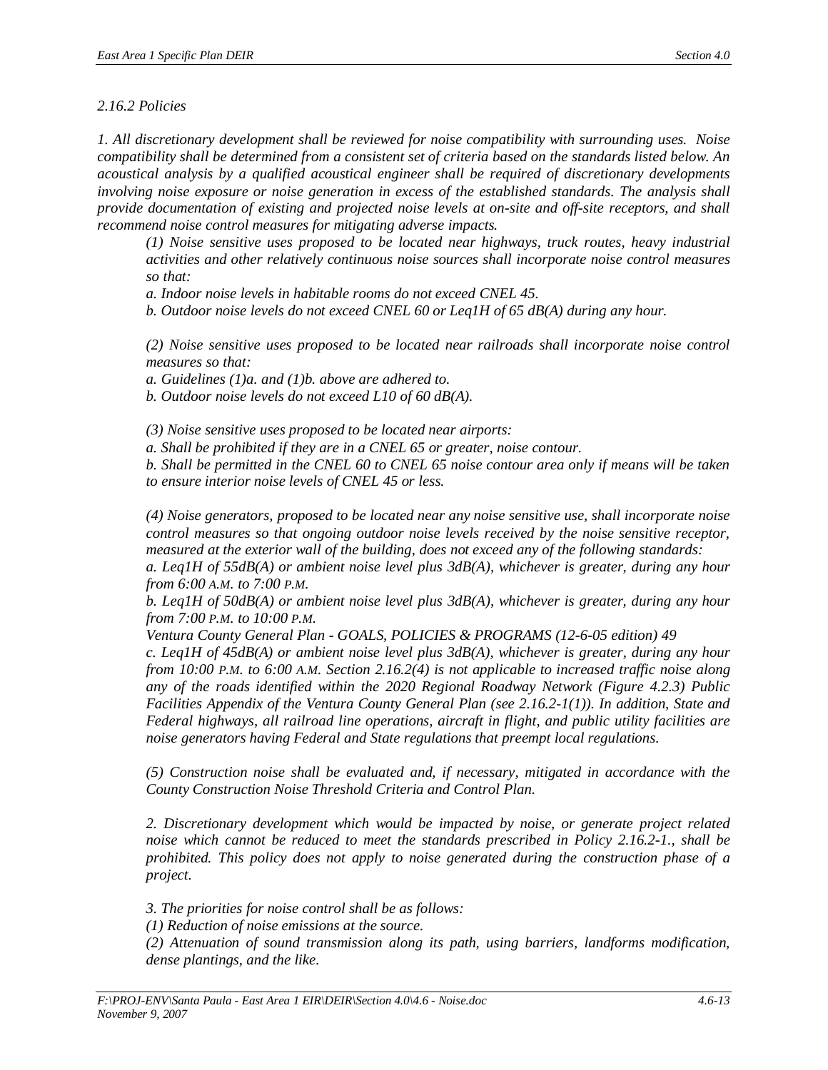*2.16.2 Policies*

*1. All discretionary development shall be reviewed for noise compatibility with surrounding uses. Noise compatibility shall be determined from a consistent set of criteria based on the standards listed below. An acoustical analysis by a qualified acoustical engineer shall be required of discretionary developments involving noise exposure or noise generation in excess of the established standards. The analysis shall provide documentation of existing and projected noise levels at on-site and off-site receptors, and shall recommend noise control measures for mitigating adverse impacts.*

> *(1) Noise sensitive uses proposed to be located near highways, truck routes, heavy industrial activities and other relatively continuous noise sources shall incorporate noise control measures so that:*
>
> *a. Indoor noise levels in habitable rooms do not exceed CNEL 45.*
>
> *b. Outdoor noise levels do not exceed CNEL 60 or Leq1H of 65 dB(A) during any hour.*
>
> *(2) Noise sensitive uses proposed to be located near railroads shall incorporate noise control measures so that:*
>
> *a. Guidelines (1)a. and (1)b. above are adhered to.*
>
> *b. Outdoor noise levels do not exceed L10 of 60 dB(A).*
>
> *(3) Noise sensitive uses proposed to be located near airports:*
>
> *a. Shall be prohibited if they are in a CNEL 65 or greater, noise contour.*
>
> *b. Shall be permitted in the CNEL 60 to CNEL 65 noise contour area only if means will be taken to ensure interior noise levels of CNEL 45 or less.*
>
> *(4) Noise generators, proposed to be located near any noise sensitive use, shall incorporate noise control measures so that ongoing outdoor noise levels received by the noise sensitive receptor, measured at the exterior wall of the building, does not exceed any of the following standards:*
>
> *a. Leq1H of 55dB(A) or ambient noise level plus 3dB(A), whichever is greater, during any hour from 6:00 A.M. to 7:00 P.M.*
>
> *b. Leq1H of 50dB(A) or ambient noise level plus 3dB(A), whichever is greater, during any hour from 7:00 P.M. to 10:00 P.M.*
>
> *Ventura County General Plan - GOALS, POLICIES & PROGRAMS (12-6-05 edition) 49*
>
> *c. Leq1H of 45dB(A) or ambient noise level plus 3dB(A), whichever is greater, during any hour from 10:00 P.M. to 6:00 A.M. Section 2.16.2(4) is not applicable to increased traffic noise along any of the roads identified within the 2020 Regional Roadway Network (Figure 4.2.3) Public Facilities Appendix of the Ventura County General Plan (see 2.16.2-1(1)). In addition, State and Federal highways, all railroad line operations, aircraft in flight, and public utility facilities are noise generators having Federal and State regulations that preempt local regulations.*
>
> *(5) Construction noise shall be evaluated and, if necessary, mitigated in accordance with the County Construction Noise Threshold Criteria and Control Plan.*
>
> *2. Discretionary development which would be impacted by noise, or generate project related noise which cannot be reduced to meet the standards prescribed in Policy 2.16.2-1., shall be prohibited. This policy does not apply to noise generated during the construction phase of a project.*
>
> *3. The priorities for noise control shall be as follows:*
>
> *(1) Reduction of noise emissions at the source.*
>
> *(2) Attenuation of sound transmission along its path, using barriers, landforms modification, dense plantings, and the like.*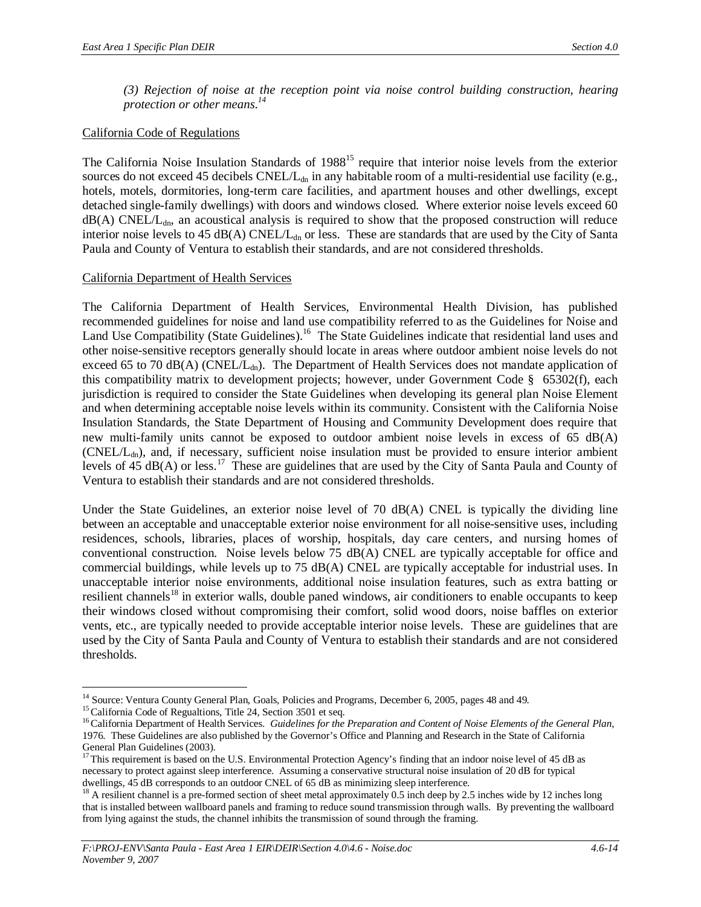*(3) Rejection of noise at the reception point via noise control building construction, hearing protection or other means.*[14]

California Code of Regulations

The California Noise Insulation Standards of 1988[15] require that interior noise levels from the exterior sources do not exceed 45 decibels CNEL/$L_{dn}$ in any habitable room of a multi-residential use facility (e.g., hotels, motels, dormitories, long-term care facilities, and apartment houses and other dwellings, except detached single-family dwellings) with doors and windows closed. Where exterior noise levels exceed 60 dB(A) CNEL/$L_{dn}$, an acoustical analysis is required to show that the proposed construction will reduce interior noise levels to 45 dB(A) CNEL/$L_{dn}$ or less. These are standards that are used by the City of Santa Paula and County of Ventura to establish their standards, and are not considered thresholds.

California Department of Health Services

The California Department of Health Services, Environmental Health Division, has published recommended guidelines for noise and land use compatibility referred to as the Guidelines for Noise and Land Use Compatibility (State Guidelines).[16] The State Guidelines indicate that residential land uses and other noise-sensitive receptors generally should locate in areas where outdoor ambient noise levels do not exceed 65 to 70 dB(A) (CNEL/$L_{dn}$). The Department of Health Services does not mandate application of this compatibility matrix to development projects; however, under Government Code § 65302(f), each jurisdiction is required to consider the State Guidelines when developing its general plan Noise Element and when determining acceptable noise levels within its community. Consistent with the California Noise Insulation Standards, the State Department of Housing and Community Development does require that new multi-family units cannot be exposed to outdoor ambient noise levels in excess of 65 dB(A) (CNEL/$L_{dn}$), and, if necessary, sufficient noise insulation must be provided to ensure interior ambient levels of 45 dB(A) or less.[17] These are guidelines that are used by the City of Santa Paula and County of Ventura to establish their standards and are not considered thresholds.

Under the State Guidelines, an exterior noise level of 70 dB(A) CNEL is typically the dividing line between an acceptable and unacceptable exterior noise environment for all noise-sensitive uses, including residences, schools, libraries, places of worship, hospitals, day care centers, and nursing homes of conventional construction. Noise levels below 75 dB(A) CNEL are typically acceptable for office and commercial buildings, while levels up to 75 dB(A) CNEL are typically acceptable for industrial uses. In unacceptable interior noise environments, additional noise insulation features, such as extra batting or resilient channels[18] in exterior walls, double paned windows, air conditioners to enable occupants to keep their windows closed without compromising their comfort, solid wood doors, noise baffles on exterior vents, etc., are typically needed to provide acceptable interior noise levels. These are guidelines that are used by the City of Santa Paula and County of Ventura to establish their standards and are not considered thresholds.

---

[14] Source: Ventura County General Plan, Goals, Policies and Programs, December 6, 2005, pages 48 and 49.

[15] California Code of Regualtions, Title 24, Section 3501 et seq.

[16] California Department of Health Services. *Guidelines for the Preparation and Content of Noise Elements of the General Plan*, 1976. These Guidelines are also published by the Governor's Office and Planning and Research in the State of California General Plan Guidelines (2003).

[17] This requirement is based on the U.S. Environmental Protection Agency's finding that an indoor noise level of 45 dB as necessary to protect against sleep interference. Assuming a conservative structural noise insulation of 20 dB for typical dwellings, 45 dB corresponds to an outdoor CNEL of 65 dB as minimizing sleep interference.

[18] A resilient channel is a pre-formed section of sheet metal approximately 0.5 inch deep by 2.5 inches wide by 12 inches long that is installed between wallboard panels and framing to reduce sound transmission through walls. By preventing the wallboard from lying against the studs, the channel inhibits the transmission of sound through the framing.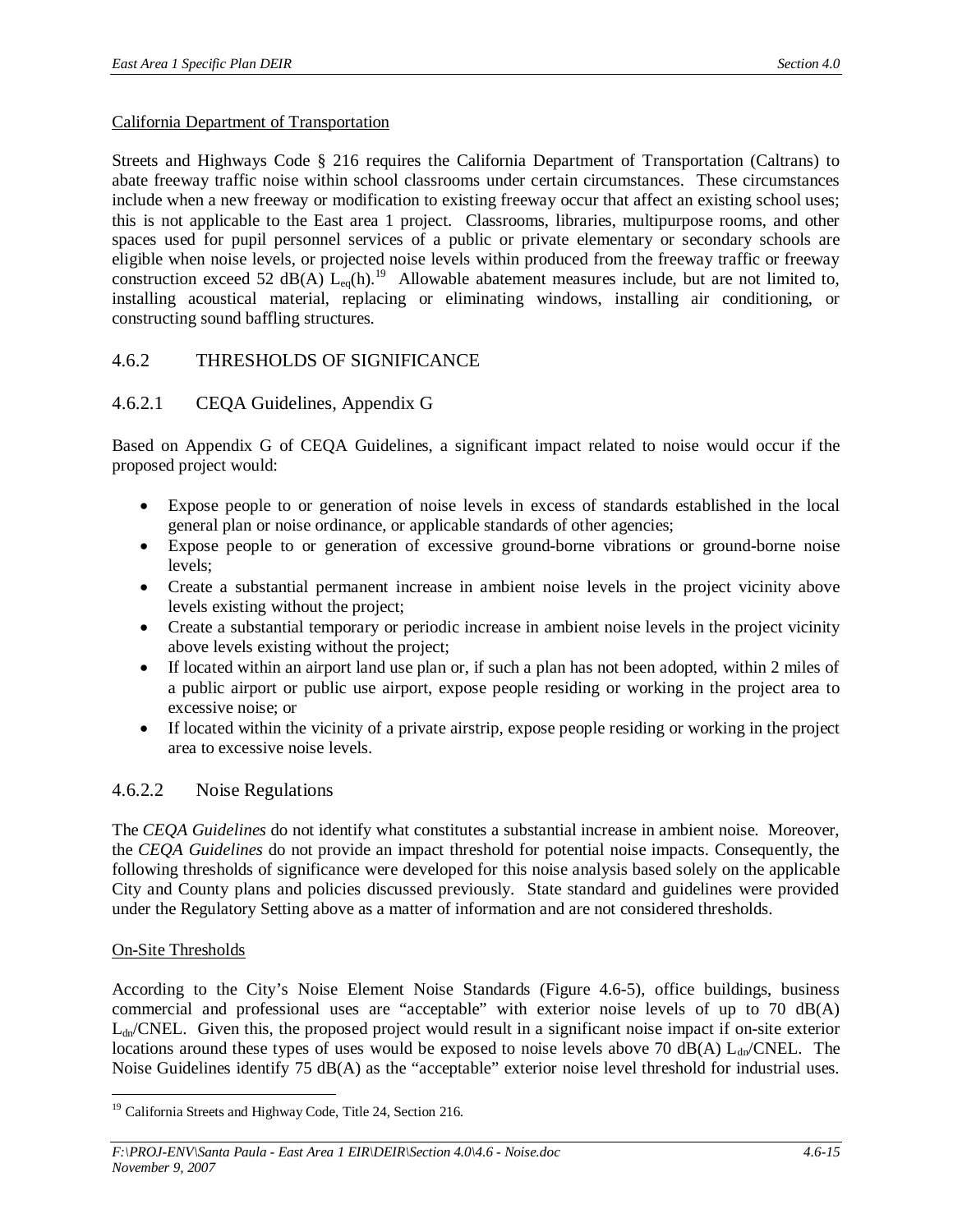California Department of Transportation

Streets and Highways Code § 216 requires the California Department of Transportation (Caltrans) to abate freeway traffic noise within school classrooms under certain circumstances. These circumstances include when a new freeway or modification to existing freeway occur that affect an existing school uses; this is not applicable to the East area 1 project. Classrooms, libraries, multipurpose rooms, and other spaces used for pupil personnel services of a public or private elementary or secondary schools are eligible when noise levels, or projected noise levels within produced from the freeway traffic or freeway construction exceed 52 dB(A) $L_{eq}$(h).[19] Allowable abatement measures include, but are not limited to, installing acoustical material, replacing or eliminating windows, installing air conditioning, or constructing sound baffling structures.

## 4.6.2 THRESHOLDS OF SIGNIFICANCE

### 4.6.2.1 CEQA Guidelines, Appendix G

Based on Appendix G of CEQA Guidelines, a significant impact related to noise would occur if the proposed project would:

- Expose people to or generation of noise levels in excess of standards established in the local general plan or noise ordinance, or applicable standards of other agencies;
- Expose people to or generation of excessive ground-borne vibrations or ground-borne noise levels;
- Create a substantial permanent increase in ambient noise levels in the project vicinity above levels existing without the project;
- Create a substantial temporary or periodic increase in ambient noise levels in the project vicinity above levels existing without the project;
- If located within an airport land use plan or, if such a plan has not been adopted, within 2 miles of a public airport or public use airport, expose people residing or working in the project area to excessive noise; or
- If located within the vicinity of a private airstrip, expose people residing or working in the project area to excessive noise levels.

### 4.6.2.2 Noise Regulations

The *CEQA Guidelines* do not identify what constitutes a substantial increase in ambient noise. Moreover, the *CEQA Guidelines* do not provide an impact threshold for potential noise impacts. Consequently, the following thresholds of significance were developed for this noise analysis based solely on the applicable City and County plans and policies discussed previously. State standard and guidelines were provided under the Regulatory Setting above as a matter of information and are not considered thresholds.

On-Site Thresholds

According to the City's Noise Element Noise Standards (Figure 4.6-5), office buildings, business commercial and professional uses are "acceptable" with exterior noise levels of up to 70 dB(A) $L_{dn}$/CNEL. Given this, the proposed project would result in a significant noise impact if on-site exterior locations around these types of uses would be exposed to noise levels above 70 dB(A) $L_{dn}$/CNEL. The Noise Guidelines identify 75 dB(A) as the "acceptable" exterior noise level threshold for industrial uses.

[19] California Streets and Highway Code, Title 24, Section 216.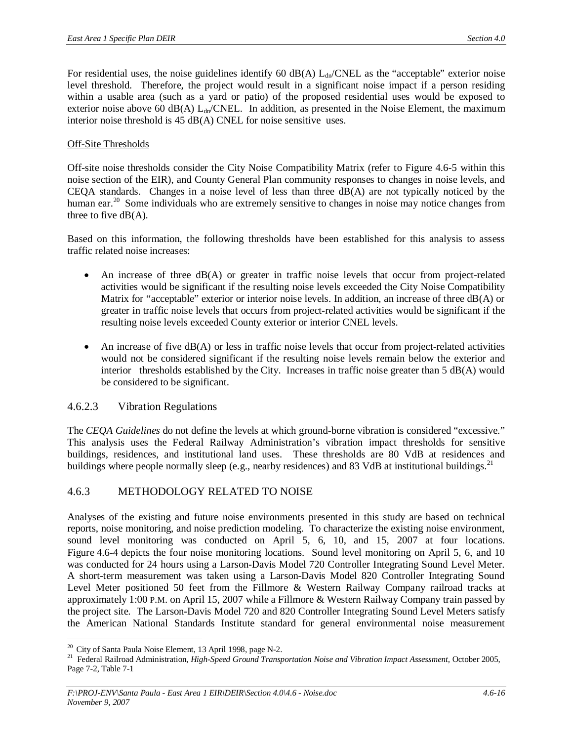For residential uses, the noise guidelines identify 60 dB(A) $L_{dn}$/CNEL as the "acceptable" exterior noise level threshold. Therefore, the project would result in a significant noise impact if a person residing within a usable area (such as a yard or patio) of the proposed residential uses would be exposed to exterior noise above 60 dB(A) $L_{dn}$/CNEL. In addition, as presented in the Noise Element, the maximum interior noise threshold is 45 dB(A) CNEL for noise sensitive uses.

Off-Site Thresholds

Off-site noise thresholds consider the City Noise Compatibility Matrix (refer to Figure 4.6-5 within this noise section of the EIR), and County General Plan community responses to changes in noise levels, and CEQA standards. Changes in a noise level of less than three dB(A) are not typically noticed by the human ear.[20] Some individuals who are extremely sensitive to changes in noise may notice changes from three to five dB(A).

Based on this information, the following thresholds have been established for this analysis to assess traffic related noise increases:

- An increase of three dB(A) or greater in traffic noise levels that occur from project-related activities would be significant if the resulting noise levels exceeded the City Noise Compatibility Matrix for "acceptable" exterior or interior noise levels. In addition, an increase of three dB(A) or greater in traffic noise levels that occurs from project-related activities would be significant if the resulting noise levels exceeded County exterior or interior CNEL levels.

- An increase of five dB(A) or less in traffic noise levels that occur from project-related activities would not be considered significant if the resulting noise levels remain below the exterior and interior thresholds established by the City. Increases in traffic noise greater than 5 dB(A) would be considered to be significant.

### 4.6.2.3 Vibration Regulations

The *CEQA Guidelines* do not define the levels at which ground-borne vibration is considered "excessive." This analysis uses the Federal Railway Administration's vibration impact thresholds for sensitive buildings, residences, and institutional land uses. These thresholds are 80 VdB at residences and buildings where people normally sleep (e.g., nearby residences) and 83 VdB at institutional buildings.[21]

## 4.6.3 METHODOLOGY RELATED TO NOISE

Analyses of the existing and future noise environments presented in this study are based on technical reports, noise monitoring, and noise prediction modeling. To characterize the existing noise environment, sound level monitoring was conducted on April 5, 6, 10, and 15, 2007 at four locations. Figure 4.6-4 depicts the four noise monitoring locations. Sound level monitoring on April 5, 6, and 10 was conducted for 24 hours using a Larson-Davis Model 720 Controller Integrating Sound Level Meter. A short-term measurement was taken using a Larson-Davis Model 820 Controller Integrating Sound Level Meter positioned 50 feet from the Fillmore & Western Railway Company railroad tracks at approximately 1:00 P.M. on April 15, 2007 while a Fillmore & Western Railway Company train passed by the project site. The Larson-Davis Model 720 and 820 Controller Integrating Sound Level Meters satisfy the American National Standards Institute standard for general environmental noise measurement

---

[20] City of Santa Paula Noise Element, 13 April 1998, page N-2.

[21] Federal Railroad Administration, *High-Speed Ground Transportation Noise and Vibration Impact Assessment*, October 2005, Page 7-2, Table 7-1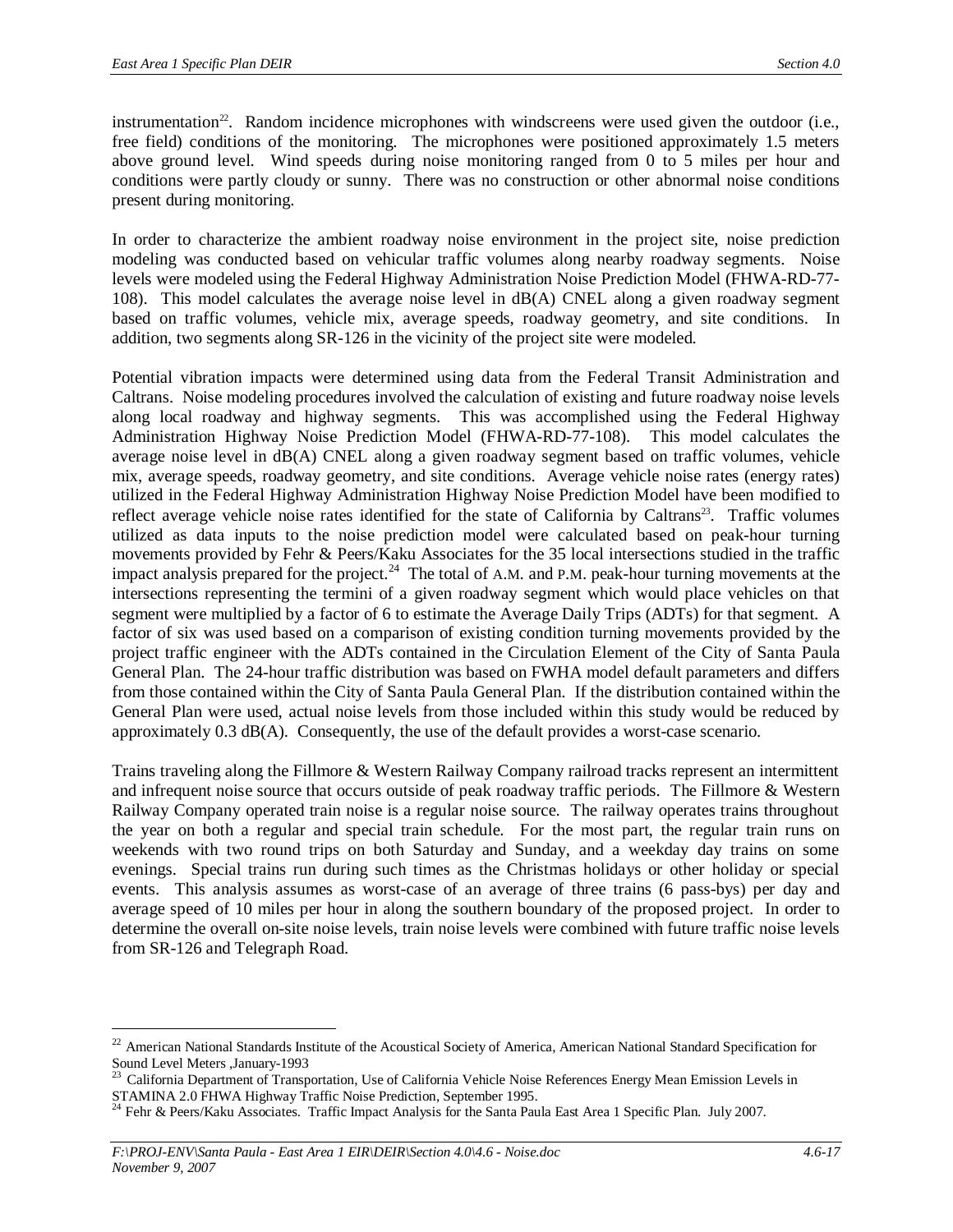instrumentation[22]. Random incidence microphones with windscreens were used given the outdoor (i.e., free field) conditions of the monitoring. The microphones were positioned approximately 1.5 meters above ground level. Wind speeds during noise monitoring ranged from 0 to 5 miles per hour and conditions were partly cloudy or sunny. There was no construction or other abnormal noise conditions present during monitoring.

In order to characterize the ambient roadway noise environment in the project site, noise prediction modeling was conducted based on vehicular traffic volumes along nearby roadway segments. Noise levels were modeled using the Federal Highway Administration Noise Prediction Model (FHWA-RD-77-108). This model calculates the average noise level in dB(A) CNEL along a given roadway segment based on traffic volumes, vehicle mix, average speeds, roadway geometry, and site conditions. In addition, two segments along SR-126 in the vicinity of the project site were modeled.

Potential vibration impacts were determined using data from the Federal Transit Administration and Caltrans. Noise modeling procedures involved the calculation of existing and future roadway noise levels along local roadway and highway segments. This was accomplished using the Federal Highway Administration Highway Noise Prediction Model (FHWA-RD-77-108). This model calculates the average noise level in dB(A) CNEL along a given roadway segment based on traffic volumes, vehicle mix, average speeds, roadway geometry, and site conditions. Average vehicle noise rates (energy rates) utilized in the Federal Highway Administration Highway Noise Prediction Model have been modified to reflect average vehicle noise rates identified for the state of California by Caltrans[23]. Traffic volumes utilized as data inputs to the noise prediction model were calculated based on peak-hour turning movements provided by Fehr & Peers/Kaku Associates for the 35 local intersections studied in the traffic impact analysis prepared for the project.[24] The total of A.M. and P.M. peak-hour turning movements at the intersections representing the termini of a given roadway segment which would place vehicles on that segment were multiplied by a factor of 6 to estimate the Average Daily Trips (ADTs) for that segment. A factor of six was used based on a comparison of existing condition turning movements provided by the project traffic engineer with the ADTs contained in the Circulation Element of the City of Santa Paula General Plan. The 24-hour traffic distribution was based on FWHA model default parameters and differs from those contained within the City of Santa Paula General Plan. If the distribution contained within the General Plan were used, actual noise levels from those included within this study would be reduced by approximately 0.3 dB(A). Consequently, the use of the default provides a worst-case scenario.

Trains traveling along the Fillmore & Western Railway Company railroad tracks represent an intermittent and infrequent noise source that occurs outside of peak roadway traffic periods. The Fillmore & Western Railway Company operated train noise is a regular noise source. The railway operates trains throughout the year on both a regular and special train schedule. For the most part, the regular train runs on weekends with two round trips on both Saturday and Sunday, and a weekday day trains on some evenings. Special trains run during such times as the Christmas holidays or other holiday or special events. This analysis assumes as worst-case of an average of three trains (6 pass-bys) per day and average speed of 10 miles per hour in along the southern boundary of the proposed project. In order to determine the overall on-site noise levels, train noise levels were combined with future traffic noise levels from SR-126 and Telegraph Road.

---

[22] American National Standards Institute of the Acoustical Society of America, American National Standard Specification for Sound Level Meters ,January-1993

[23] California Department of Transportation, Use of California Vehicle Noise References Energy Mean Emission Levels in STAMINA 2.0 FHWA Highway Traffic Noise Prediction, September 1995.

[24] Fehr & Peers/Kaku Associates. Traffic Impact Analysis for the Santa Paula East Area 1 Specific Plan. July 2007.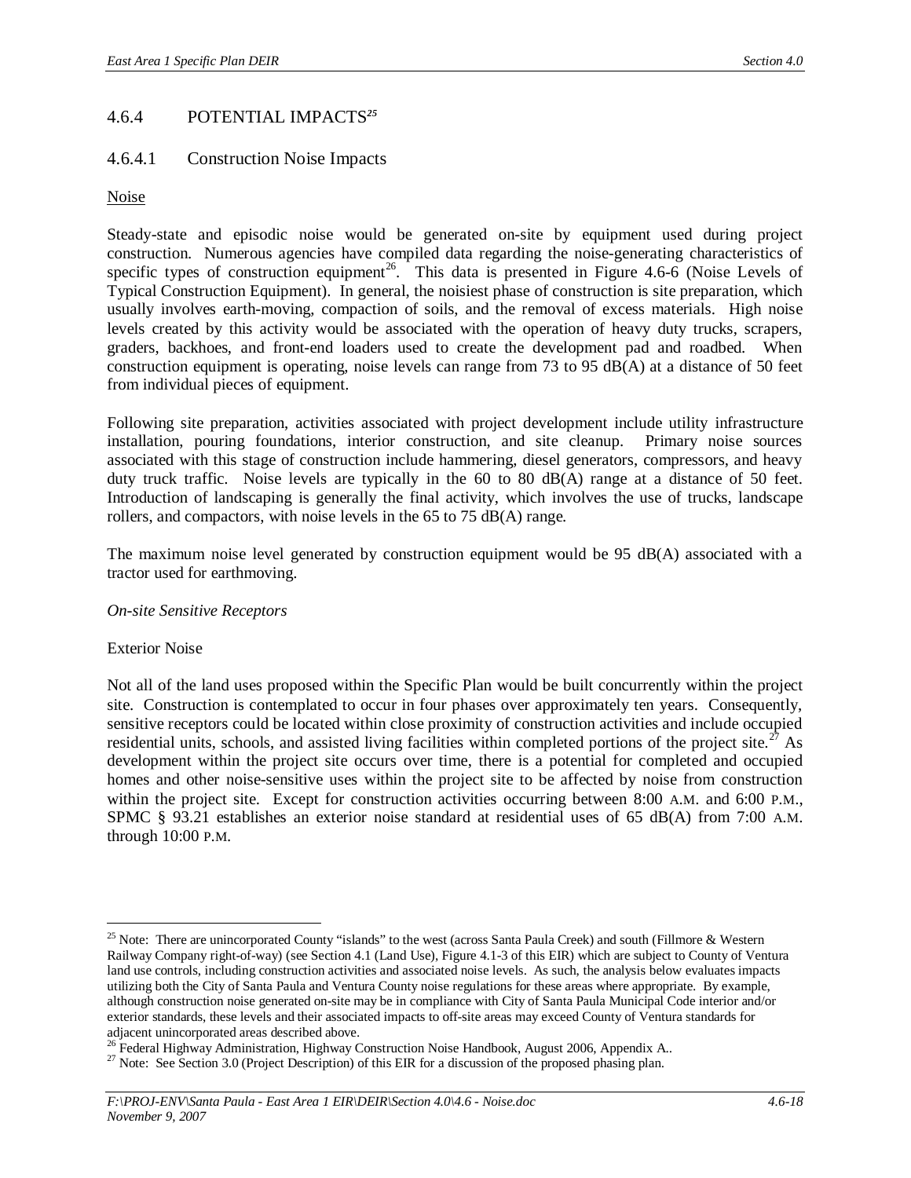## 4.6.4 POTENTIAL IMPACTS[25]

### 4.6.4.1 Construction Noise Impacts

Noise

Steady-state and episodic noise would be generated on-site by equipment used during project construction. Numerous agencies have compiled data regarding the noise-generating characteristics of specific types of construction equipment[26]. This data is presented in Figure 4.6-6 (Noise Levels of Typical Construction Equipment). In general, the noisiest phase of construction is site preparation, which usually involves earth-moving, compaction of soils, and the removal of excess materials. High noise levels created by this activity would be associated with the operation of heavy duty trucks, scrapers, graders, backhoes, and front-end loaders used to create the development pad and roadbed. When construction equipment is operating, noise levels can range from 73 to 95 dB(A) at a distance of 50 feet from individual pieces of equipment.

Following site preparation, activities associated with project development include utility infrastructure installation, pouring foundations, interior construction, and site cleanup. Primary noise sources associated with this stage of construction include hammering, diesel generators, compressors, and heavy duty truck traffic. Noise levels are typically in the 60 to 80 dB(A) range at a distance of 50 feet. Introduction of landscaping is generally the final activity, which involves the use of trucks, landscape rollers, and compactors, with noise levels in the 65 to 75 dB(A) range.

The maximum noise level generated by construction equipment would be 95 dB(A) associated with a tractor used for earthmoving.

*On-site Sensitive Receptors*

Exterior Noise

Not all of the land uses proposed within the Specific Plan would be built concurrently within the project site. Construction is contemplated to occur in four phases over approximately ten years. Consequently, sensitive receptors could be located within close proximity of construction activities and include occupied residential units, schools, and assisted living facilities within completed portions of the project site.[27] As development within the project site occurs over time, there is a potential for completed and occupied homes and other noise-sensitive uses within the project site to be affected by noise from construction within the project site. Except for construction activities occurring between 8:00 A.M. and 6:00 P.M., SPMC § 93.21 establishes an exterior noise standard at residential uses of 65 dB(A) from 7:00 A.M. through 10:00 P.M.

---

[25] Note: There are unincorporated County "islands" to the west (across Santa Paula Creek) and south (Fillmore & Western Railway Company right-of-way) (see Section 4.1 (Land Use), Figure 4.1-3 of this EIR) which are subject to County of Ventura land use controls, including construction activities and associated noise levels. As such, the analysis below evaluates impacts utilizing both the City of Santa Paula and Ventura County noise regulations for these areas where appropriate. By example, although construction noise generated on-site may be in compliance with City of Santa Paula Municipal Code interior and/or exterior standards, these levels and their associated impacts to off-site areas may exceed County of Ventura standards for adjacent unincorporated areas described above.

[26] Federal Highway Administration, Highway Construction Noise Handbook, August 2006, Appendix A..

[27] Note: See Section 3.0 (Project Description) of this EIR for a discussion of the proposed phasing plan.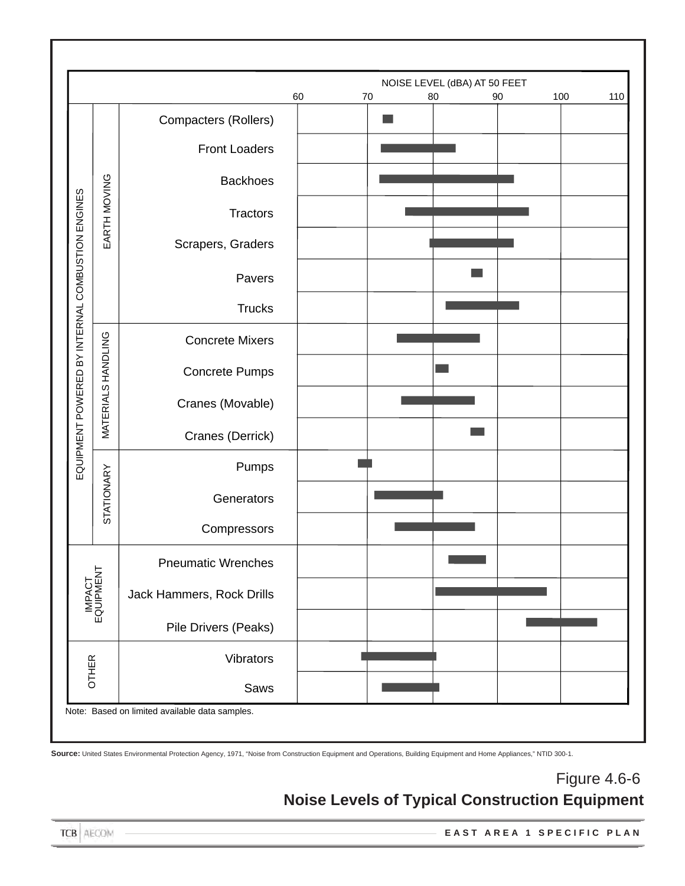NOISE LEVEL (dBA) AT 50 FEET

60 70 80 90 100 110

| Category | Subcategory | Equipment |
|---|---|---|
| EQUIPMENT POWERED BY INTERNAL COMBUSTION ENGINES | EARTH MOVING | Compacters (Rollers) |
| | | Front Loaders |
| | | Backhoes |
| | | Tractors |
| | | Scrapers, Graders |
| | | Pavers |
| | | Trucks |
| | MATERIALS HANDLING | Concrete Mixers |
| | | Concrete Pumps |
| | | Cranes (Movable) |
| | | Cranes (Derrick) |
| | STATIONARY | Pumps |
| | | Generators |
| | | Compressors |
| IMPACT EQUIPMENT | | Pneumatic Wrenches |
| | | Jack Hammers, Rock Drills |
| | | Pile Drivers (Peaks) |
| OTHER | | Vibrators |
| | | Saws |

Note: Based on limited available data samples.

**Source:** United States Environmental Protection Agency, 1971, "Noise from Construction Equipment and Operations, Building Equipment and Home Appliances," NTID 300-1.

Figure 4.6-6

**Noise Levels of Typical Construction Equipment**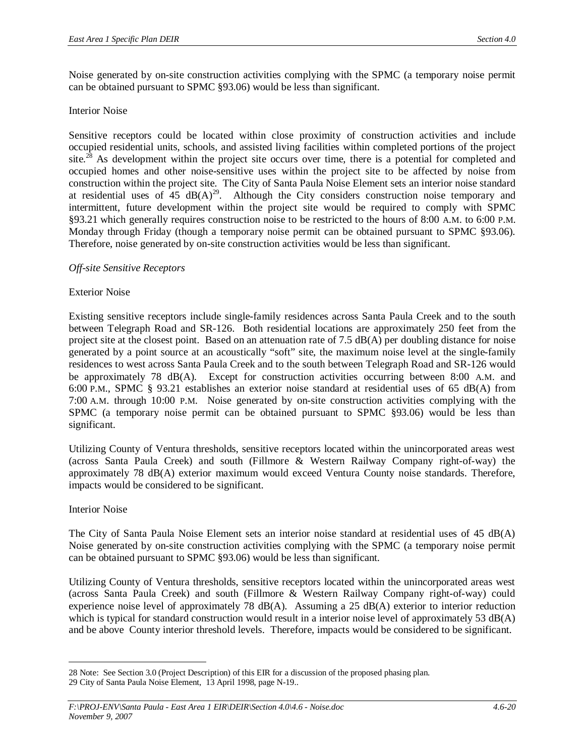Noise generated by on-site construction activities complying with the SPMC (a temporary noise permit can be obtained pursuant to SPMC §93.06) would be less than significant.

Interior Noise

Sensitive receptors could be located within close proximity of construction activities and include occupied residential units, schools, and assisted living facilities within completed portions of the project site.[28] As development within the project site occurs over time, there is a potential for completed and occupied homes and other noise-sensitive uses within the project site to be affected by noise from construction within the project site. The City of Santa Paula Noise Element sets an interior noise standard at residential uses of 45 dB(A)[29]. Although the City considers construction noise temporary and intermittent, future development within the project site would be required to comply with SPMC §93.21 which generally requires construction noise to be restricted to the hours of 8:00 A.M. to 6:00 P.M. Monday through Friday (though a temporary noise permit can be obtained pursuant to SPMC §93.06). Therefore, noise generated by on-site construction activities would be less than significant.

*Off-site Sensitive Receptors*

Exterior Noise

Existing sensitive receptors include single-family residences across Santa Paula Creek and to the south between Telegraph Road and SR-126. Both residential locations are approximately 250 feet from the project site at the closest point. Based on an attenuation rate of 7.5 dB(A) per doubling distance for noise generated by a point source at an acoustically "soft" site, the maximum noise level at the single-family residences to west across Santa Paula Creek and to the south between Telegraph Road and SR-126 would be approximately 78 dB(A). Except for construction activities occurring between 8:00 A.M. and 6:00 P.M., SPMC § 93.21 establishes an exterior noise standard at residential uses of 65 dB(A) from 7:00 A.M. through 10:00 P.M. Noise generated by on-site construction activities complying with the SPMC (a temporary noise permit can be obtained pursuant to SPMC §93.06) would be less than significant.

Utilizing County of Ventura thresholds, sensitive receptors located within the unincorporated areas west (across Santa Paula Creek) and south (Fillmore & Western Railway Company right-of-way) the approximately 78 dB(A) exterior maximum would exceed Ventura County noise standards. Therefore, impacts would be considered to be significant.

Interior Noise

The City of Santa Paula Noise Element sets an interior noise standard at residential uses of 45 dB(A) Noise generated by on-site construction activities complying with the SPMC (a temporary noise permit can be obtained pursuant to SPMC §93.06) would be less than significant.

Utilizing County of Ventura thresholds, sensitive receptors located within the unincorporated areas west (across Santa Paula Creek) and south (Fillmore & Western Railway Company right-of-way) could experience noise level of approximately 78 dB(A). Assuming a 25 dB(A) exterior to interior reduction which is typical for standard construction would result in a interior noise level of approximately 53 dB(A) and be above County interior threshold levels. Therefore, impacts would be considered to be significant.

---

28 Note: See Section 3.0 (Project Description) of this EIR for a discussion of the proposed phasing plan.

29 City of Santa Paula Noise Element, 13 April 1998, page N-19..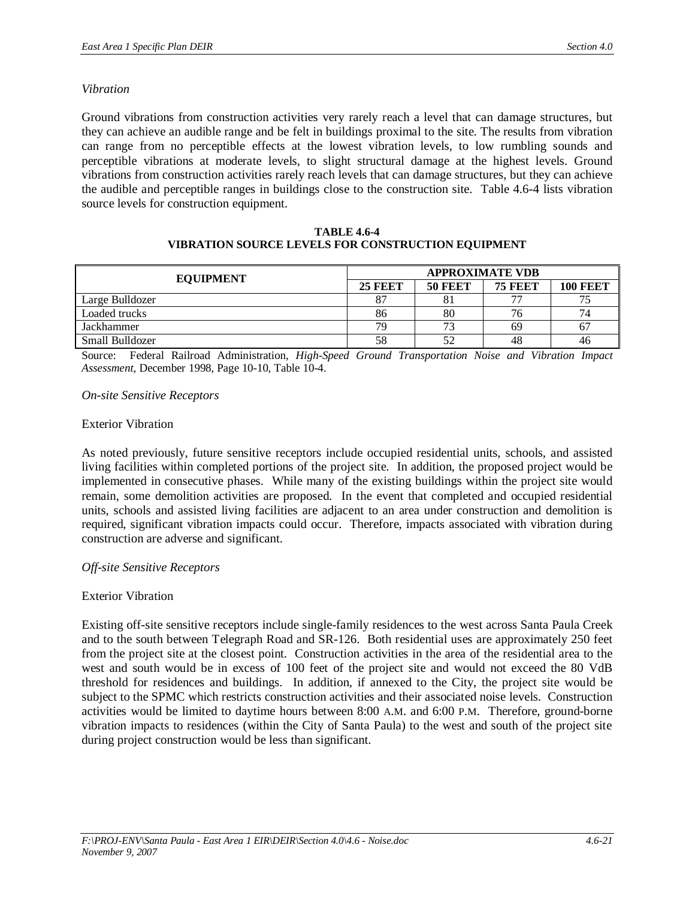*Vibration*

Ground vibrations from construction activities very rarely reach a level that can damage structures, but they can achieve an audible range and be felt in buildings proximal to the site. The results from vibration can range from no perceptible effects at the lowest vibration levels, to low rumbling sounds and perceptible vibrations at moderate levels, to slight structural damage at the highest levels. Ground vibrations from construction activities rarely reach levels that can damage structures, but they can achieve the audible and perceptible ranges in buildings close to the construction site. Table 4.6-4 lists vibration source levels for construction equipment.

**TABLE 4.6-4**
**VIBRATION SOURCE LEVELS FOR CONSTRUCTION EQUIPMENT**

| EQUIPMENT | APPROXIMATE VDB | | | |
|---|---|---|---|---|
| | 25 FEET | 50 FEET | 75 FEET | 100 FEET |
| Large Bulldozer | 87 | 81 | 77 | 75 |
| Loaded trucks | 86 | 80 | 76 | 74 |
| Jackhammer | 79 | 73 | 69 | 67 |
| Small Bulldozer | 58 | 52 | 48 | 46 |

Source: Federal Railroad Administration, *High-Speed Ground Transportation Noise and Vibration Impact Assessment*, December 1998, Page 10-10, Table 10-4.

*On-site Sensitive Receptors*

Exterior Vibration

As noted previously, future sensitive receptors include occupied residential units, schools, and assisted living facilities within completed portions of the project site. In addition, the proposed project would be implemented in consecutive phases. While many of the existing buildings within the project site would remain, some demolition activities are proposed. In the event that completed and occupied residential units, schools and assisted living facilities are adjacent to an area under construction and demolition is required, significant vibration impacts could occur. Therefore, impacts associated with vibration during construction are adverse and significant.

*Off-site Sensitive Receptors*

Exterior Vibration

Existing off-site sensitive receptors include single-family residences to the west across Santa Paula Creek and to the south between Telegraph Road and SR-126. Both residential uses are approximately 250 feet from the project site at the closest point. Construction activities in the area of the residential area to the west and south would be in excess of 100 feet of the project site and would not exceed the 80 VdB threshold for residences and buildings. In addition, if annexed to the City, the project site would be subject to the SPMC which restricts construction activities and their associated noise levels. Construction activities would be limited to daytime hours between 8:00 A.M. and 6:00 P.M. Therefore, ground-borne vibration impacts to residences (within the City of Santa Paula) to the west and south of the project site during project construction would be less than significant.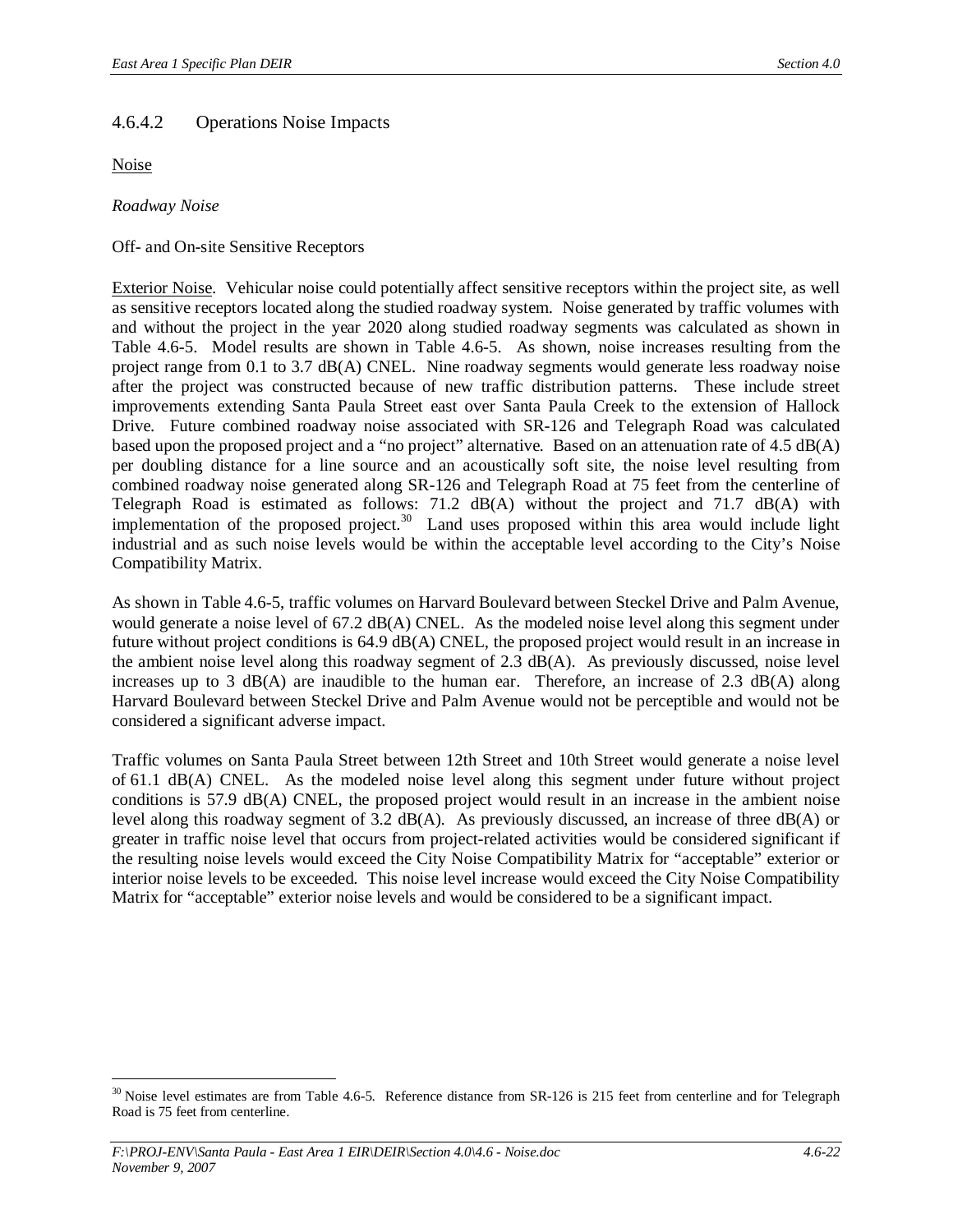### 4.6.4.2 Operations Noise Impacts

Noise

*Roadway Noise*

Off- and On-site Sensitive Receptors

Exterior Noise. Vehicular noise could potentially affect sensitive receptors within the project site, as well as sensitive receptors located along the studied roadway system. Noise generated by traffic volumes with and without the project in the year 2020 along studied roadway segments was calculated as shown in Table 4.6-5. Model results are shown in Table 4.6-5. As shown, noise increases resulting from the project range from 0.1 to 3.7 dB(A) CNEL. Nine roadway segments would generate less roadway noise after the project was constructed because of new traffic distribution patterns. These include street improvements extending Santa Paula Street east over Santa Paula Creek to the extension of Hallock Drive. Future combined roadway noise associated with SR-126 and Telegraph Road was calculated based upon the proposed project and a "no project" alternative. Based on an attenuation rate of 4.5 dB(A) per doubling distance for a line source and an acoustically soft site, the noise level resulting from combined roadway noise generated along SR-126 and Telegraph Road at 75 feet from the centerline of Telegraph Road is estimated as follows: 71.2 dB(A) without the project and 71.7 dB(A) with implementation of the proposed project.[30] Land uses proposed within this area would include light industrial and as such noise levels would be within the acceptable level according to the City's Noise Compatibility Matrix.

As shown in Table 4.6-5, traffic volumes on Harvard Boulevard between Steckel Drive and Palm Avenue, would generate a noise level of 67.2 dB(A) CNEL. As the modeled noise level along this segment under future without project conditions is 64.9 dB(A) CNEL, the proposed project would result in an increase in the ambient noise level along this roadway segment of 2.3 dB(A). As previously discussed, noise level increases up to 3 dB(A) are inaudible to the human ear. Therefore, an increase of 2.3 dB(A) along Harvard Boulevard between Steckel Drive and Palm Avenue would not be perceptible and would not be considered a significant adverse impact.

Traffic volumes on Santa Paula Street between 12th Street and 10th Street would generate a noise level of 61.1 dB(A) CNEL. As the modeled noise level along this segment under future without project conditions is 57.9 dB(A) CNEL, the proposed project would result in an increase in the ambient noise level along this roadway segment of 3.2 dB(A). As previously discussed, an increase of three dB(A) or greater in traffic noise level that occurs from project-related activities would be considered significant if the resulting noise levels would exceed the City Noise Compatibility Matrix for "acceptable" exterior or interior noise levels to be exceeded. This noise level increase would exceed the City Noise Compatibility Matrix for "acceptable" exterior noise levels and would be considered to be a significant impact.

---

[30] Noise level estimates are from Table 4.6-5. Reference distance from SR-126 is 215 feet from centerline and for Telegraph Road is 75 feet from centerline.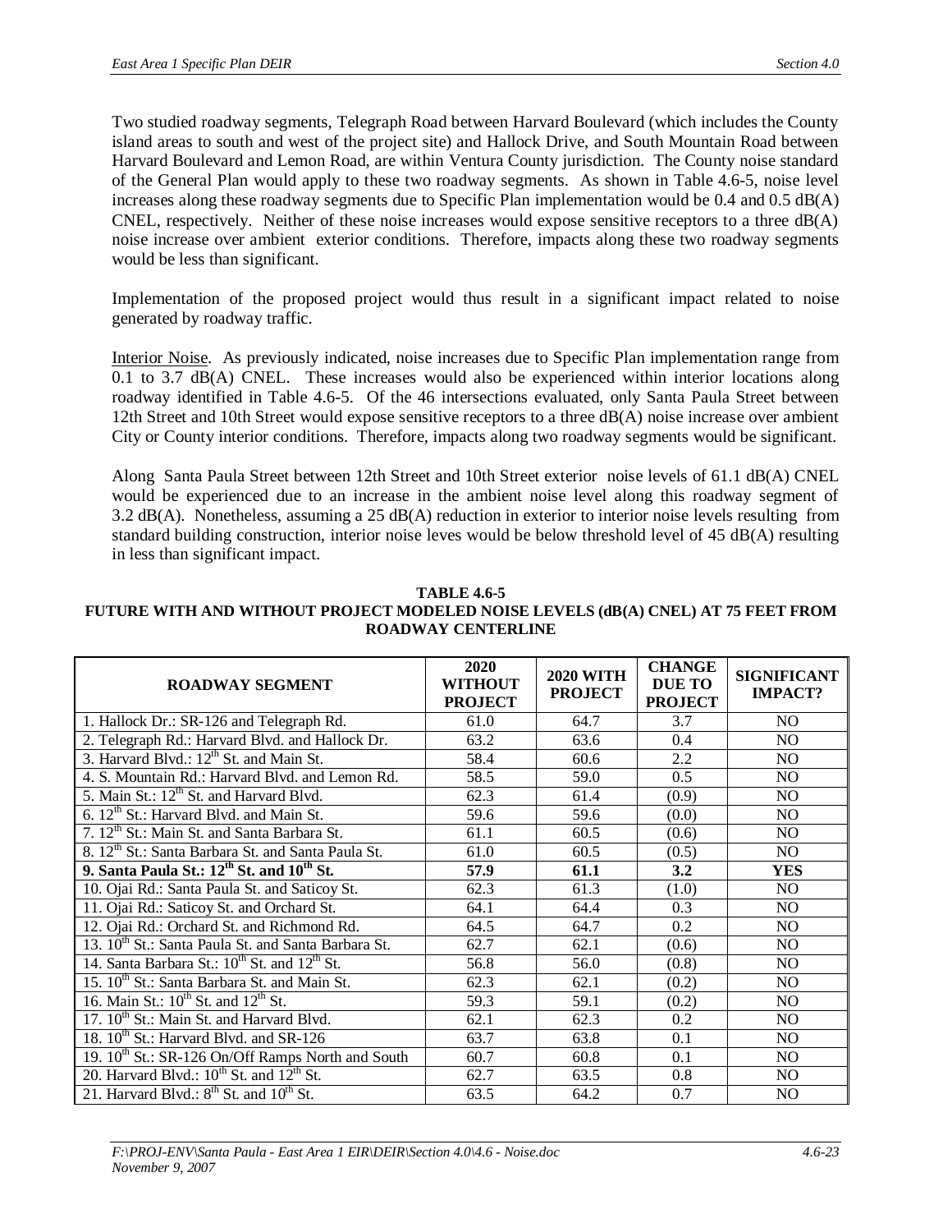Two studied roadway segments, Telegraph Road between Harvard Boulevard (which includes the County island areas to south and west of the project site) and Hallock Drive, and South Mountain Road between Harvard Boulevard and Lemon Road, are within Ventura County jurisdiction. The County noise standard of the General Plan would apply to these two roadway segments. As shown in Table 4.6-5, noise level increases along these roadway segments due to Specific Plan implementation would be 0.4 and 0.5 dB(A) CNEL, respectively. Neither of these noise increases would expose sensitive receptors to a three dB(A) noise increase over ambient exterior conditions. Therefore, impacts along these two roadway segments would be less than significant.

Implementation of the proposed project would thus result in a significant impact related to noise generated by roadway traffic.

Interior Noise. As previously indicated, noise increases due to Specific Plan implementation range from 0.1 to 3.7 dB(A) CNEL. These increases would also be experienced within interior locations along roadway identified in Table 4.6-5. Of the 46 intersections evaluated, only Santa Paula Street between 12th Street and 10th Street would expose sensitive receptors to a three dB(A) noise increase over ambient City or County interior conditions. Therefore, impacts along two roadway segments would be significant.

Along Santa Paula Street between 12th Street and 10th Street exterior noise levels of 61.1 dB(A) CNEL would be experienced due to an increase in the ambient noise level along this roadway segment of 3.2 dB(A). Nonetheless, assuming a 25 dB(A) reduction in exterior to interior noise levels resulting from standard building construction, interior noise leves would be below threshold level of 45 dB(A) resulting in less than significant impact.

**TABLE 4.6-5**
**FUTURE WITH AND WITHOUT PROJECT MODELED NOISE LEVELS (dB(A) CNEL) AT 75 FEET FROM ROADWAY CENTERLINE**

| ROADWAY SEGMENT | 2020 WITHOUT PROJECT | 2020 WITH PROJECT | CHANGE DUE TO PROJECT | SIGNIFICANT IMPACT? |
|---|---|---|---|---|
| 1. Hallock Dr.: SR-126 and Telegraph Rd. | 61.0 | 64.7 | 3.7 | NO |
| 2. Telegraph Rd.: Harvard Blvd. and Hallock Dr. | 63.2 | 63.6 | 0.4 | NO |
| 3. Harvard Blvd.: 12th St. and Main St. | 58.4 | 60.6 | 2.2 | NO |
| 4. S. Mountain Rd.: Harvard Blvd. and Lemon Rd. | 58.5 | 59.0 | 0.5 | NO |
| 5. Main St.: 12th St. and Harvard Blvd. | 62.3 | 61.4 | (0.9) | NO |
| 6. 12th St.: Harvard Blvd. and Main St. | 59.6 | 59.6 | (0.0) | NO |
| 7. 12th St.: Main St. and Santa Barbara St. | 61.1 | 60.5 | (0.6) | NO |
| 8. 12th St.: Santa Barbara St. and Santa Paula St. | 61.0 | 60.5 | (0.5) | NO |
| **9. Santa Paula St.: 12th St. and 10th St.** | **57.9** | **61.1** | **3.2** | **YES** |
| 10. Ojai Rd.: Santa Paula St. and Saticoy St. | 62.3 | 61.3 | (1.0) | NO |
| 11. Ojai Rd.: Saticoy St. and Orchard St. | 64.1 | 64.4 | 0.3 | NO |
| 12. Ojai Rd.: Orchard St. and Richmond Rd. | 64.5 | 64.7 | 0.2 | NO |
| 13. 10th St.: Santa Paula St. and Santa Barbara St. | 62.7 | 62.1 | (0.6) | NO |
| 14. Santa Barbara St.: 10th St. and 12th St. | 56.8 | 56.0 | (0.8) | NO |
| 15. 10th St.: Santa Barbara St. and Main St. | 62.3 | 62.1 | (0.2) | NO |
| 16. Main St.: 10th St. and 12th St. | 59.3 | 59.1 | (0.2) | NO |
| 17. 10th St.: Main St. and Harvard Blvd. | 62.1 | 62.3 | 0.2 | NO |
| 18. 10th St.: Harvard Blvd. and SR-126 | 63.7 | 63.8 | 0.1 | NO |
| 19. 10th St.: SR-126 On/Off Ramps North and South | 60.7 | 60.8 | 0.1 | NO |
| 20. Harvard Blvd.: 10th St. and 12th St. | 62.7 | 63.5 | 0.8 | NO |
| 21. Harvard Blvd.: 8th St. and 10th St. | 63.5 | 64.2 | 0.7 | NO |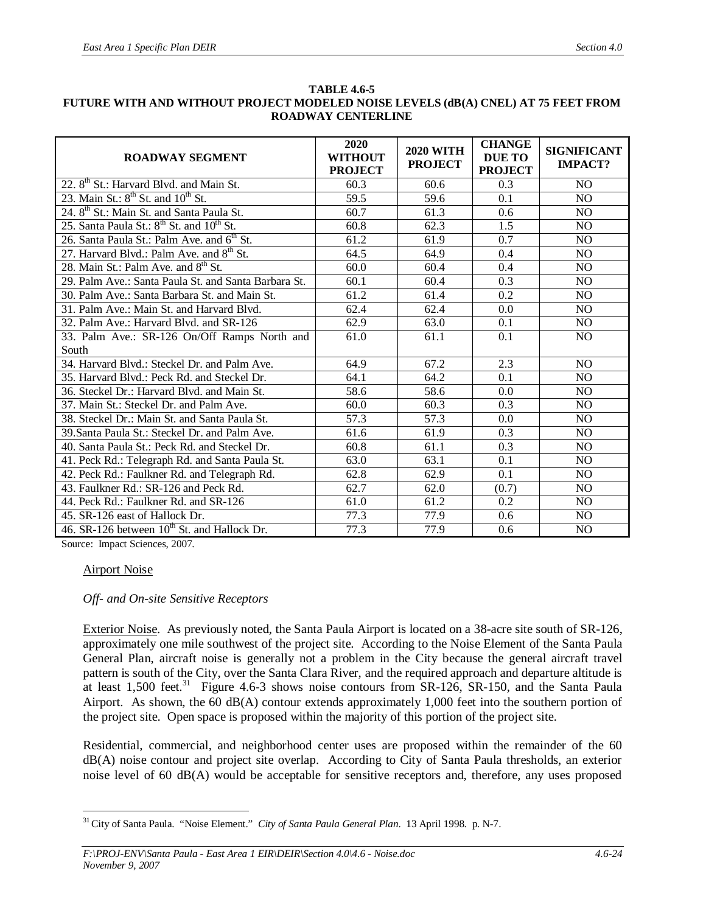**TABLE 4.6-5**
**FUTURE WITH AND WITHOUT PROJECT MODELED NOISE LEVELS (dB(A) CNEL) AT 75 FEET FROM ROADWAY CENTERLINE**

| ROADWAY SEGMENT | 2020 WITHOUT PROJECT | 2020 WITH PROJECT | CHANGE DUE TO PROJECT | SIGNIFICANT IMPACT? |
|---|---|---|---|---|
| 22. 8th St.: Harvard Blvd. and Main St. | 60.3 | 60.6 | 0.3 | NO |
| 23. Main St.: 8th St. and 10th St. | 59.5 | 59.6 | 0.1 | NO |
| 24. 8th St.: Main St. and Santa Paula St. | 60.7 | 61.3 | 0.6 | NO |
| 25. Santa Paula St.: 8th St. and 10th St. | 60.8 | 62.3 | 1.5 | NO |
| 26. Santa Paula St.: Palm Ave. and 6th St. | 61.2 | 61.9 | 0.7 | NO |
| 27. Harvard Blvd.: Palm Ave. and 8th St. | 64.5 | 64.9 | 0.4 | NO |
| 28. Main St.: Palm Ave. and 8th St. | 60.0 | 60.4 | 0.4 | NO |
| 29. Palm Ave.: Santa Paula St. and Santa Barbara St. | 60.1 | 60.4 | 0.3 | NO |
| 30. Palm Ave.: Santa Barbara St. and Main St. | 61.2 | 61.4 | 0.2 | NO |
| 31. Palm Ave.: Main St. and Harvard Blvd. | 62.4 | 62.4 | 0.0 | NO |
| 32. Palm Ave.: Harvard Blvd. and SR-126 | 62.9 | 63.0 | 0.1 | NO |
| 33. Palm Ave.: SR-126 On/Off Ramps North and South | 61.0 | 61.1 | 0.1 | NO |
| 34. Harvard Blvd.: Steckel Dr. and Palm Ave. | 64.9 | 67.2 | 2.3 | NO |
| 35. Harvard Blvd.: Peck Rd. and Steckel Dr. | 64.1 | 64.2 | 0.1 | NO |
| 36. Steckel Dr.: Harvard Blvd. and Main St. | 58.6 | 58.6 | 0.0 | NO |
| 37. Main St.: Steckel Dr. and Palm Ave. | 60.0 | 60.3 | 0.3 | NO |
| 38. Steckel Dr.: Main St. and Santa Paula St. | 57.3 | 57.3 | 0.0 | NO |
| 39.Santa Paula St.: Steckel Dr. and Palm Ave. | 61.6 | 61.9 | 0.3 | NO |
| 40. Santa Paula St.: Peck Rd. and Steckel Dr. | 60.8 | 61.1 | 0.3 | NO |
| 41. Peck Rd.: Telegraph Rd. and Santa Paula St. | 63.0 | 63.1 | 0.1 | NO |
| 42. Peck Rd.: Faulkner Rd. and Telegraph Rd. | 62.8 | 62.9 | 0.1 | NO |
| 43. Faulkner Rd.: SR-126 and Peck Rd. | 62.7 | 62.0 | (0.7) | NO |
| 44. Peck Rd.: Faulkner Rd. and SR-126 | 61.0 | 61.2 | 0.2 | NO |
| 45. SR-126 east of Hallock Dr. | 77.3 | 77.9 | 0.6 | NO |
| 46. SR-126 between 10th St. and Hallock Dr. | 77.3 | 77.9 | 0.6 | NO |

Source: Impact Sciences, 2007.

Airport Noise

*Off- and On-site Sensitive Receptors*

Exterior Noise. As previously noted, the Santa Paula Airport is located on a 38-acre site south of SR-126, approximately one mile southwest of the project site. According to the Noise Element of the Santa Paula General Plan, aircraft noise is generally not a problem in the City because the general aircraft travel pattern is south of the City, over the Santa Clara River, and the required approach and departure altitude is at least 1,500 feet.[31] Figure 4.6-3 shows noise contours from SR-126, SR-150, and the Santa Paula Airport. As shown, the 60 dB(A) contour extends approximately 1,000 feet into the southern portion of the project site. Open space is proposed within the majority of this portion of the project site.

Residential, commercial, and neighborhood center uses are proposed within the remainder of the 60 dB(A) noise contour and project site overlap. According to City of Santa Paula thresholds, an exterior noise level of 60 dB(A) would be acceptable for sensitive receptors and, therefore, any uses proposed

[31] City of Santa Paula. "Noise Element." *City of Santa Paula General Plan*. 13 April 1998. p. N-7.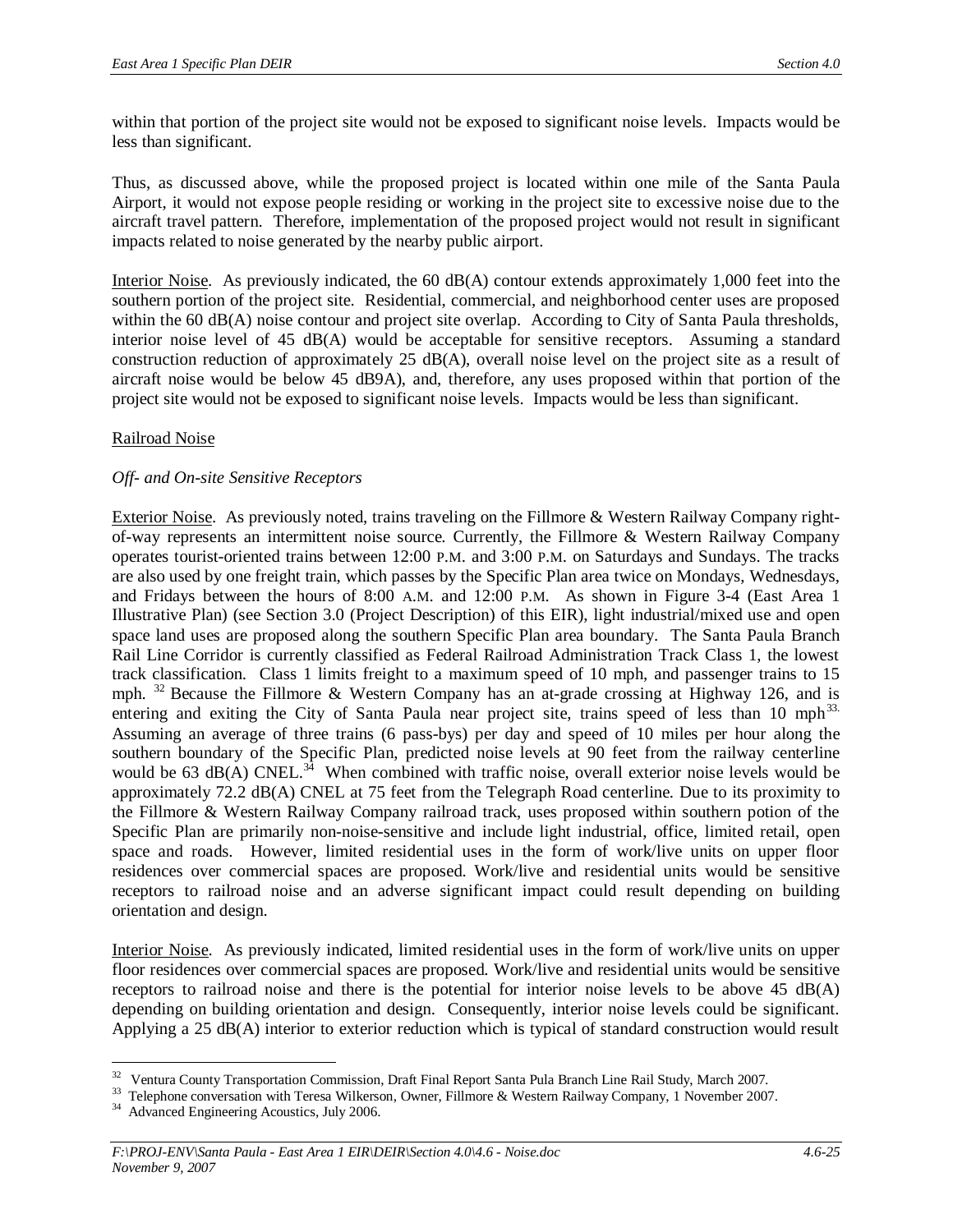within that portion of the project site would not be exposed to significant noise levels. Impacts would be less than significant.

Thus, as discussed above, while the proposed project is located within one mile of the Santa Paula Airport, it would not expose people residing or working in the project site to excessive noise due to the aircraft travel pattern. Therefore, implementation of the proposed project would not result in significant impacts related to noise generated by the nearby public airport.

Interior Noise. As previously indicated, the 60 dB(A) contour extends approximately 1,000 feet into the southern portion of the project site. Residential, commercial, and neighborhood center uses are proposed within the 60 dB(A) noise contour and project site overlap. According to City of Santa Paula thresholds, interior noise level of 45 dB(A) would be acceptable for sensitive receptors. Assuming a standard construction reduction of approximately 25 dB(A), overall noise level on the project site as a result of aircraft noise would be below 45 dB9A), and, therefore, any uses proposed within that portion of the project site would not be exposed to significant noise levels. Impacts would be less than significant.

Railroad Noise

*Off- and On-site Sensitive Receptors*

Exterior Noise. As previously noted, trains traveling on the Fillmore & Western Railway Company right-of-way represents an intermittent noise source. Currently, the Fillmore & Western Railway Company operates tourist-oriented trains between 12:00 P.M. and 3:00 P.M. on Saturdays and Sundays. The tracks are also used by one freight train, which passes by the Specific Plan area twice on Mondays, Wednesdays, and Fridays between the hours of 8:00 A.M. and 12:00 P.M. As shown in Figure 3-4 (East Area 1 Illustrative Plan) (see Section 3.0 (Project Description) of this EIR), light industrial/mixed use and open space land uses are proposed along the southern Specific Plan area boundary. The Santa Paula Branch Rail Line Corridor is currently classified as Federal Railroad Administration Track Class 1, the lowest track classification. Class 1 limits freight to a maximum speed of 10 mph, and passenger trains to 15 mph. [32] Because the Fillmore & Western Company has an at-grade crossing at Highway 126, and is entering and exiting the City of Santa Paula near project site, trains speed of less than 10 mph[33.] Assuming an average of three trains (6 pass-bys) per day and speed of 10 miles per hour along the southern boundary of the Specific Plan, predicted noise levels at 90 feet from the railway centerline would be 63 dB(A) CNEL.[34] When combined with traffic noise, overall exterior noise levels would be approximately 72.2 dB(A) CNEL at 75 feet from the Telegraph Road centerline. Due to its proximity to the Fillmore & Western Railway Company railroad track, uses proposed within southern potion of the Specific Plan are primarily non-noise-sensitive and include light industrial, office, limited retail, open space and roads. However, limited residential uses in the form of work/live units on upper floor residences over commercial spaces are proposed. Work/live and residential units would be sensitive receptors to railroad noise and an adverse significant impact could result depending on building orientation and design.

Interior Noise. As previously indicated, limited residential uses in the form of work/live units on upper floor residences over commercial spaces are proposed. Work/live and residential units would be sensitive receptors to railroad noise and there is the potential for interior noise levels to be above 45 dB(A) depending on building orientation and design. Consequently, interior noise levels could be significant. Applying a 25 dB(A) interior to exterior reduction which is typical of standard construction would result

---

[32] Ventura County Transportation Commission, Draft Final Report Santa Pula Branch Line Rail Study, March 2007.

[33] Telephone conversation with Teresa Wilkerson, Owner, Fillmore & Western Railway Company, 1 November 2007.

[34] Advanced Engineering Acoustics, July 2006.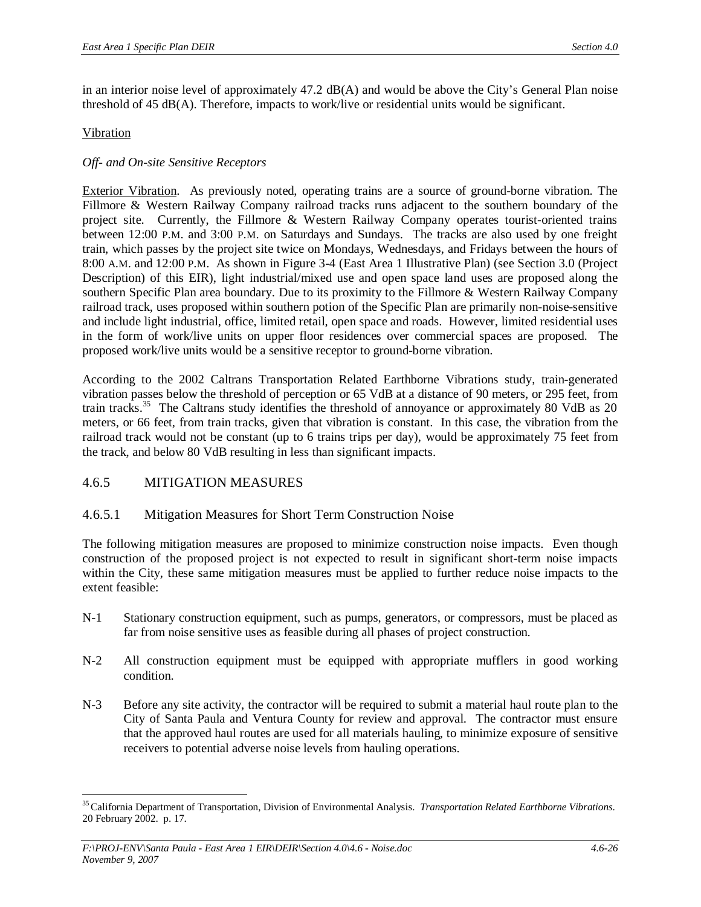in an interior noise level of approximately 47.2 dB(A) and would be above the City's General Plan noise threshold of 45 dB(A). Therefore, impacts to work/live or residential units would be significant.

Vibration

*Off- and On-site Sensitive Receptors*

Exterior Vibration. As previously noted, operating trains are a source of ground-borne vibration. The Fillmore & Western Railway Company railroad tracks runs adjacent to the southern boundary of the project site. Currently, the Fillmore & Western Railway Company operates tourist-oriented trains between 12:00 P.M. and 3:00 P.M. on Saturdays and Sundays. The tracks are also used by one freight train, which passes by the project site twice on Mondays, Wednesdays, and Fridays between the hours of 8:00 A.M. and 12:00 P.M. As shown in Figure 3-4 (East Area 1 Illustrative Plan) (see Section 3.0 (Project Description) of this EIR), light industrial/mixed use and open space land uses are proposed along the southern Specific Plan area boundary. Due to its proximity to the Fillmore & Western Railway Company railroad track, uses proposed within southern potion of the Specific Plan are primarily non-noise-sensitive and include light industrial, office, limited retail, open space and roads. However, limited residential uses in the form of work/live units on upper floor residences over commercial spaces are proposed. The proposed work/live units would be a sensitive receptor to ground-borne vibration.

According to the 2002 Caltrans Transportation Related Earthborne Vibrations study, train-generated vibration passes below the threshold of perception or 65 VdB at a distance of 90 meters, or 295 feet, from train tracks.[35] The Caltrans study identifies the threshold of annoyance or approximately 80 VdB as 20 meters, or 66 feet, from train tracks, given that vibration is constant. In this case, the vibration from the railroad track would not be constant (up to 6 trains trips per day), would be approximately 75 feet from the track, and below 80 VdB resulting in less than significant impacts.

## 4.6.5 MITIGATION MEASURES

### 4.6.5.1 Mitigation Measures for Short Term Construction Noise

The following mitigation measures are proposed to minimize construction noise impacts. Even though construction of the proposed project is not expected to result in significant short-term noise impacts within the City, these same mitigation measures must be applied to further reduce noise impacts to the extent feasible:

N-1 Stationary construction equipment, such as pumps, generators, or compressors, must be placed as far from noise sensitive uses as feasible during all phases of project construction.

N-2 All construction equipment must be equipped with appropriate mufflers in good working condition.

N-3 Before any site activity, the contractor will be required to submit a material haul route plan to the City of Santa Paula and Ventura County for review and approval. The contractor must ensure that the approved haul routes are used for all materials hauling, to minimize exposure of sensitive receivers to potential adverse noise levels from hauling operations.

---

[35] California Department of Transportation, Division of Environmental Analysis. *Transportation Related Earthborne Vibrations.* 20 February 2002. p. 17.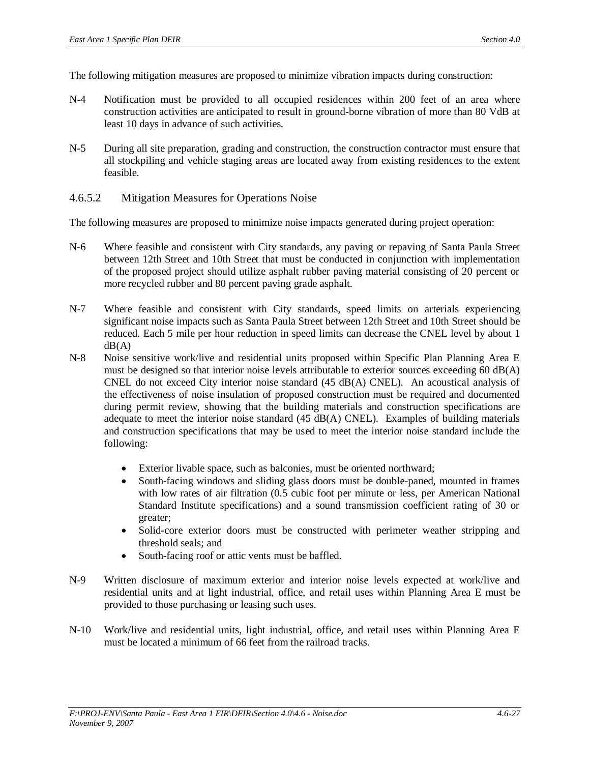The following mitigation measures are proposed to minimize vibration impacts during construction:

N-4 Notification must be provided to all occupied residences within 200 feet of an area where construction activities are anticipated to result in ground-borne vibration of more than 80 VdB at least 10 days in advance of such activities.

N-5 During all site preparation, grading and construction, the construction contractor must ensure that all stockpiling and vehicle staging areas are located away from existing residences to the extent feasible.

### 4.6.5.2 Mitigation Measures for Operations Noise

The following measures are proposed to minimize noise impacts generated during project operation:

N-6 Where feasible and consistent with City standards, any paving or repaving of Santa Paula Street between 12th Street and 10th Street that must be conducted in conjunction with implementation of the proposed project should utilize asphalt rubber paving material consisting of 20 percent or more recycled rubber and 80 percent paving grade asphalt.

N-7 Where feasible and consistent with City standards, speed limits on arterials experiencing significant noise impacts such as Santa Paula Street between 12th Street and 10th Street should be reduced. Each 5 mile per hour reduction in speed limits can decrease the CNEL level by about 1 dB(A)

N-8 Noise sensitive work/live and residential units proposed within Specific Plan Planning Area E must be designed so that interior noise levels attributable to exterior sources exceeding 60 dB(A) CNEL do not exceed City interior noise standard (45 dB(A) CNEL). An acoustical analysis of the effectiveness of noise insulation of proposed construction must be required and documented during permit review, showing that the building materials and construction specifications are adequate to meet the interior noise standard (45 dB(A) CNEL). Examples of building materials and construction specifications that may be used to meet the interior noise standard include the following:

- Exterior livable space, such as balconies, must be oriented northward;
- South-facing windows and sliding glass doors must be double-paned, mounted in frames with low rates of air filtration (0.5 cubic foot per minute or less, per American National Standard Institute specifications) and a sound transmission coefficient rating of 30 or greater;
- Solid-core exterior doors must be constructed with perimeter weather stripping and threshold seals; and
- South-facing roof or attic vents must be baffled.

N-9 Written disclosure of maximum exterior and interior noise levels expected at work/live and residential units and at light industrial, office, and retail uses within Planning Area E must be provided to those purchasing or leasing such uses.

N-10 Work/live and residential units, light industrial, office, and retail uses within Planning Area E must be located a minimum of 66 feet from the railroad tracks.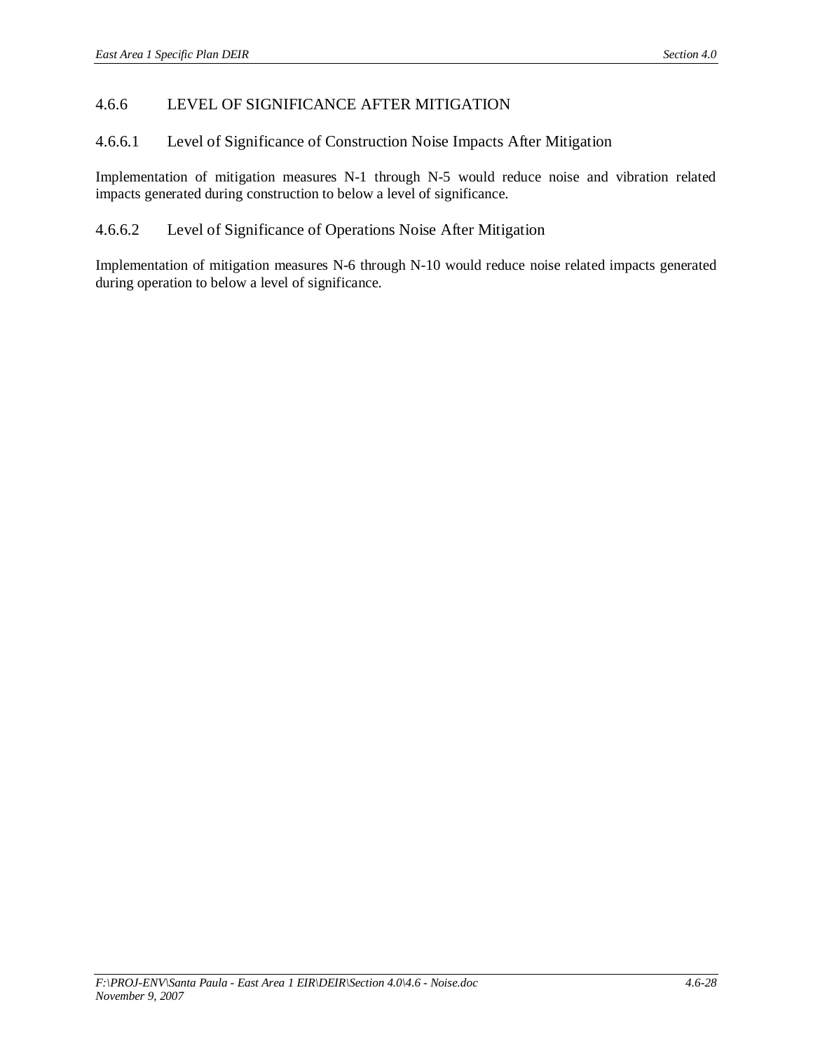## 4.6.6 LEVEL OF SIGNIFICANCE AFTER MITIGATION

### 4.6.6.1 Level of Significance of Construction Noise Impacts After Mitigation

Implementation of mitigation measures N-1 through N-5 would reduce noise and vibration related impacts generated during construction to below a level of significance.

### 4.6.6.2 Level of Significance of Operations Noise After Mitigation

Implementation of mitigation measures N-6 through N-10 would reduce noise related impacts generated during operation to below a level of significance.